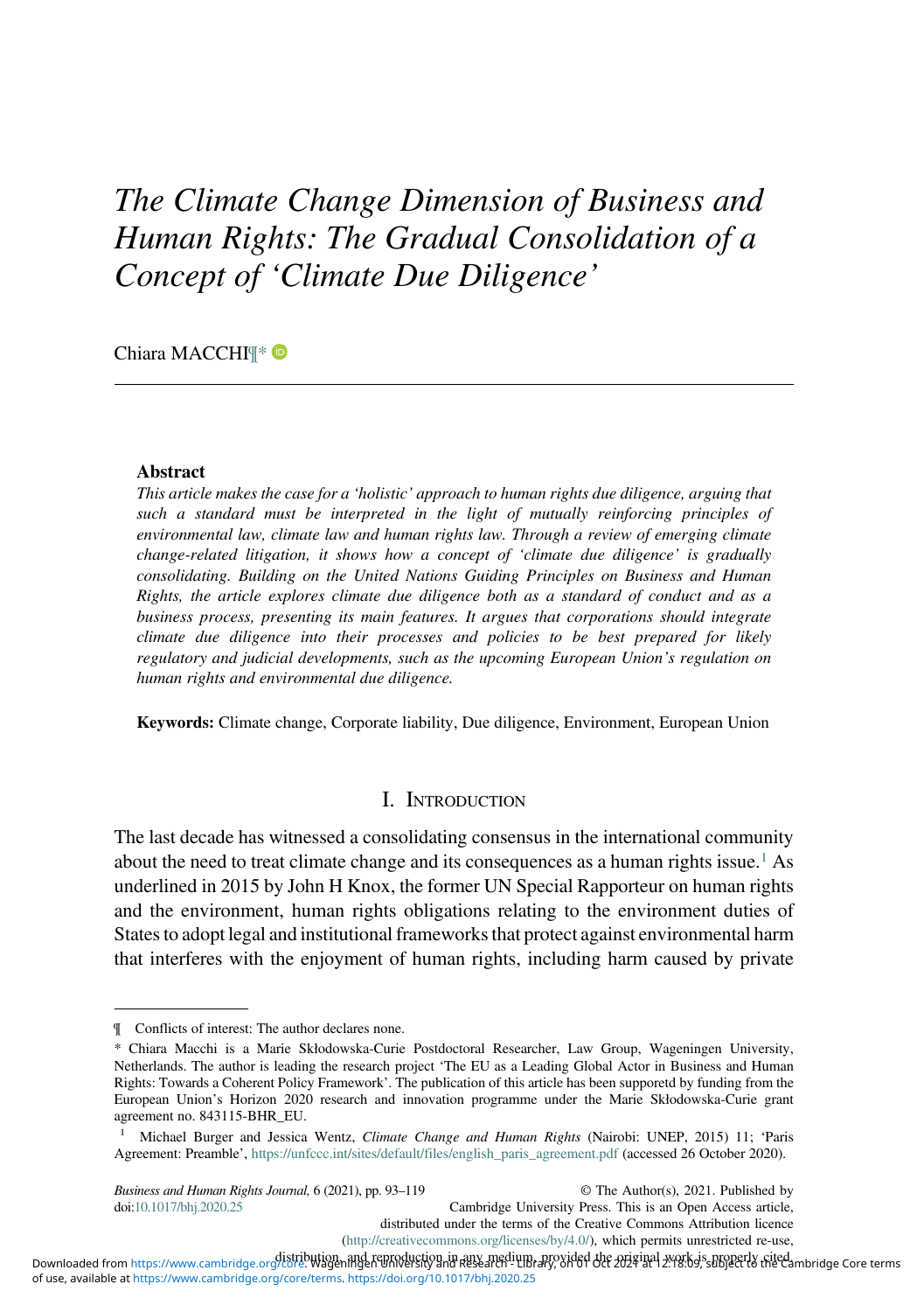# *The Climate Change Dimension of Business and Human Rights: The Gradual Consolidation of a Concept of 'Climate Due Diligence'*

Chiara MACCHI¶*

---

**Abstract**

*This article makes the case for a 'holistic' approach to human rights due diligence, arguing that such a standard must be interpreted in the light of mutually reinforcing principles of environmental law, climate law and human rights law. Through a review of emerging climate change-related litigation, it shows how a concept of 'climate due diligence' is gradually consolidating. Building on the United Nations Guiding Principles on Business and Human Rights, the article explores climate due diligence both as a standard of conduct and as a business process, presenting its main features. It argues that corporations should integrate climate due diligence into their processes and policies to be best prepared for likely regulatory and judicial developments, such as the upcoming European Union's regulation on human rights and environmental due diligence.*

**Keywords:** Climate change, Corporate liability, Due diligence, Environment, European Union

## I. Introduction

The last decade has witnessed a consolidating consensus in the international community about the need to treat climate change and its consequences as a human rights issue.[1] As underlined in 2015 by John H Knox, the former UN Special Rapporteur on human rights and the environment, human rights obligations relating to the environment duties of States to adopt legal and institutional frameworks that protect against environmental harm that interferes with the enjoyment of human rights, including harm caused by private

---

¶ Conflicts of interest: The author declares none.

\* Chiara Macchi is a Marie Skłodowska-Curie Postdoctoral Researcher, Law Group, Wageningen University, Netherlands. The author is leading the research project 'The EU as a Leading Global Actor in Business and Human Rights: Towards a Coherent Policy Framework'. The publication of this article has been supporetd by funding from the European Union's Horizon 2020 research and innovation programme under the Marie Skłodowska-Curie grant agreement no. 843115-BHR_EU.

[1] Michael Burger and Jessica Wentz, *Climate Change and Human Rights* (Nairobi: UNEP, 2015) 11; 'Paris Agreement: Preamble', https://unfccc.int/sites/default/files/english_paris_agreement.pdf (accessed 26 October 2020).

© The Author(s), 2021. Published by Cambridge University Press. This is an Open Access article, distributed under the terms of the Creative Commons Attribution licence (http://creativecommons.org/licenses/by/4.0/), which permits unrestricted re-use, distribution, and reproduction in any medium, provided the original work is properly cited.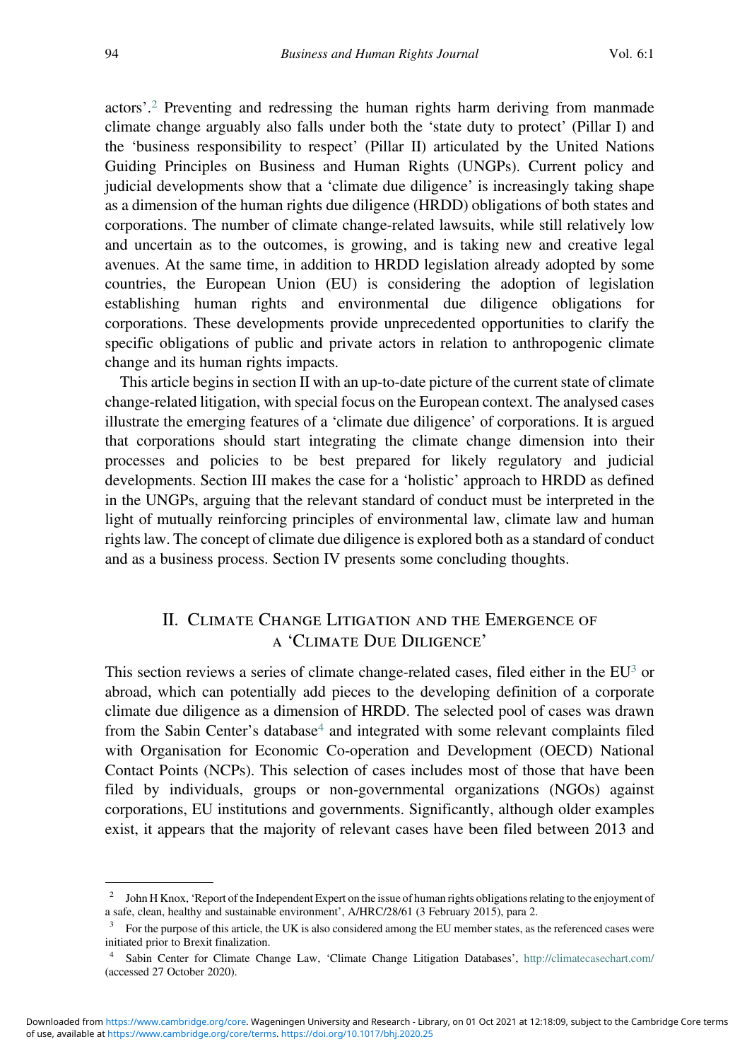actors'.[2] Preventing and redressing the human rights harm deriving from manmade climate change arguably also falls under both the 'state duty to protect' (Pillar I) and the 'business responsibility to respect' (Pillar II) articulated by the United Nations Guiding Principles on Business and Human Rights (UNGPs). Current policy and judicial developments show that a 'climate due diligence' is increasingly taking shape as a dimension of the human rights due diligence (HRDD) obligations of both states and corporations. The number of climate change-related lawsuits, while still relatively low and uncertain as to the outcomes, is growing, and is taking new and creative legal avenues. At the same time, in addition to HRDD legislation already adopted by some countries, the European Union (EU) is considering the adoption of legislation establishing human rights and environmental due diligence obligations for corporations. These developments provide unprecedented opportunities to clarify the specific obligations of public and private actors in relation to anthropogenic climate change and its human rights impacts.

This article begins in section II with an up-to-date picture of the current state of climate change-related litigation, with special focus on the European context. The analysed cases illustrate the emerging features of a 'climate due diligence' of corporations. It is argued that corporations should start integrating the climate change dimension into their processes and policies to be best prepared for likely regulatory and judicial developments. Section III makes the case for a 'holistic' approach to HRDD as defined in the UNGPs, arguing that the relevant standard of conduct must be interpreted in the light of mutually reinforcing principles of environmental law, climate law and human rights law. The concept of climate due diligence is explored both as a standard of conduct and as a business process. Section IV presents some concluding thoughts.

## II. Climate Change Litigation and the Emergence of a 'Climate Due Diligence'

This section reviews a series of climate change-related cases, filed either in the EU[3] or abroad, which can potentially add pieces to the developing definition of a corporate climate due diligence as a dimension of HRDD. The selected pool of cases was drawn from the Sabin Center's database[4] and integrated with some relevant complaints filed with Organisation for Economic Co-operation and Development (OECD) National Contact Points (NCPs). This selection of cases includes most of those that have been filed by individuals, groups or non-governmental organizations (NGOs) against corporations, EU institutions and governments. Significantly, although older examples exist, it appears that the majority of relevant cases have been filed between 2013 and

---

[2] John H Knox, 'Report of the Independent Expert on the issue of human rights obligations relating to the enjoyment of a safe, clean, healthy and sustainable environment', A/HRC/28/61 (3 February 2015), para 2.

[3] For the purpose of this article, the UK is also considered among the EU member states, as the referenced cases were initiated prior to Brexit finalization.

[4] Sabin Center for Climate Change Law, 'Climate Change Litigation Databases', http://climatecasechart.com/ (accessed 27 October 2020).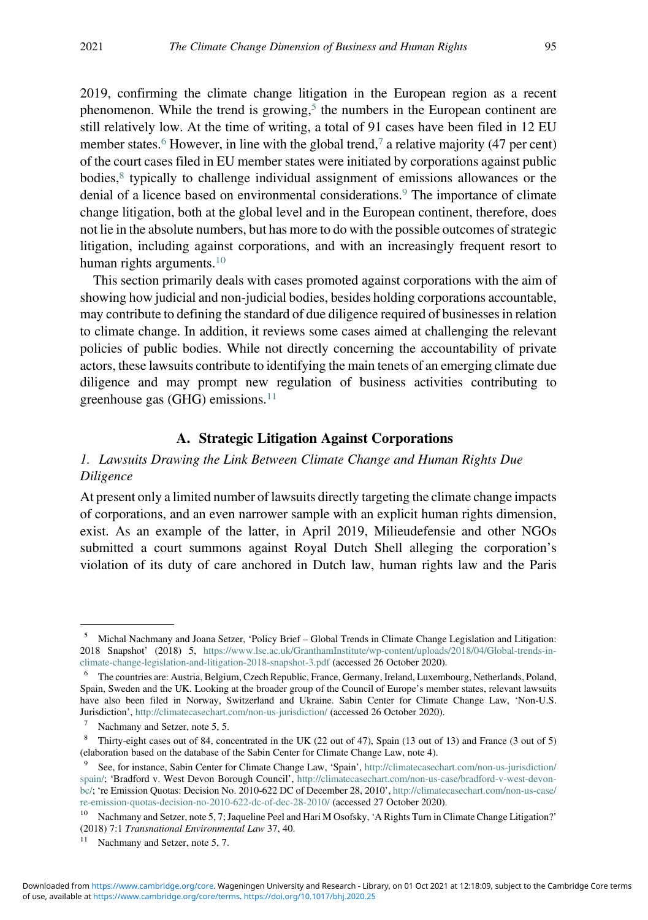2019, confirming the climate change litigation in the European region as a recent phenomenon. While the trend is growing,[5] the numbers in the European continent are still relatively low. At the time of writing, a total of 91 cases have been filed in 12 EU member states.[6] However, in line with the global trend,[7] a relative majority (47 per cent) of the court cases filed in EU member states were initiated by corporations against public bodies,[8] typically to challenge individual assignment of emissions allowances or the denial of a licence based on environmental considerations.[9] The importance of climate change litigation, both at the global level and in the European continent, therefore, does not lie in the absolute numbers, but has more to do with the possible outcomes of strategic litigation, including against corporations, and with an increasingly frequent resort to human rights arguments.[10]

This section primarily deals with cases promoted against corporations with the aim of showing how judicial and non-judicial bodies, besides holding corporations accountable, may contribute to defining the standard of due diligence required of businesses in relation to climate change. In addition, it reviews some cases aimed at challenging the relevant policies of public bodies. While not directly concerning the accountability of private actors, these lawsuits contribute to identifying the main tenets of an emerging climate due diligence and may prompt new regulation of business activities contributing to greenhouse gas (GHG) emissions.[11]

### A. Strategic Litigation Against Corporations

#### *1. Lawsuits Drawing the Link Between Climate Change and Human Rights Due Diligence*

At present only a limited number of lawsuits directly targeting the climate change impacts of corporations, and an even narrower sample with an explicit human rights dimension, exist. As an example of the latter, in April 2019, Milieudefensie and other NGOs submitted a court summons against Royal Dutch Shell alleging the corporation's violation of its duty of care anchored in Dutch law, human rights law and the Paris

---

[5] Michal Nachmany and Joana Setzer, 'Policy Brief – Global Trends in Climate Change Legislation and Litigation: 2018 Snapshot' (2018) 5, https://www.lse.ac.uk/GranthamInstitute/wp-content/uploads/2018/04/Global-trends-in-climate-change-legislation-and-litigation-2018-snapshot-3.pdf (accessed 26 October 2020).

[6] The countries are: Austria, Belgium, Czech Republic, France, Germany, Ireland, Luxembourg, Netherlands, Poland, Spain, Sweden and the UK. Looking at the broader group of the Council of Europe's member states, relevant lawsuits have also been filed in Norway, Switzerland and Ukraine. Sabin Center for Climate Change Law, 'Non-U.S. Jurisdiction', http://climatecasechart.com/non-us-jurisdiction/ (accessed 26 October 2020).

[7] Nachmany and Setzer, note 5, 5.

[8] Thirty-eight cases out of 84, concentrated in the UK (22 out of 47), Spain (13 out of 13) and France (3 out of 5) (elaboration based on the database of the Sabin Center for Climate Change Law, note 4).

[9] See, for instance, Sabin Center for Climate Change Law, 'Spain', http://climatecasechart.com/non-us-jurisdiction/spain/; 'Bradford v. West Devon Borough Council', http://climatecasechart.com/non-us-case/bradford-v-west-devon-bc/; 're Emission Quotas: Decision No. 2010-622 DC of December 28, 2010', http://climatecasechart.com/non-us-case/re-emission-quotas-decision-no-2010-622-dc-of-dec-28-2010/ (accessed 27 October 2020).

[10] Nachmany and Setzer, note 5, 7; Jaqueline Peel and Hari M Osofsky, 'A Rights Turn in Climate Change Litigation?' (2018) 7:1 *Transnational Environmental Law* 37, 40.

[11] Nachmany and Setzer, note 5, 7.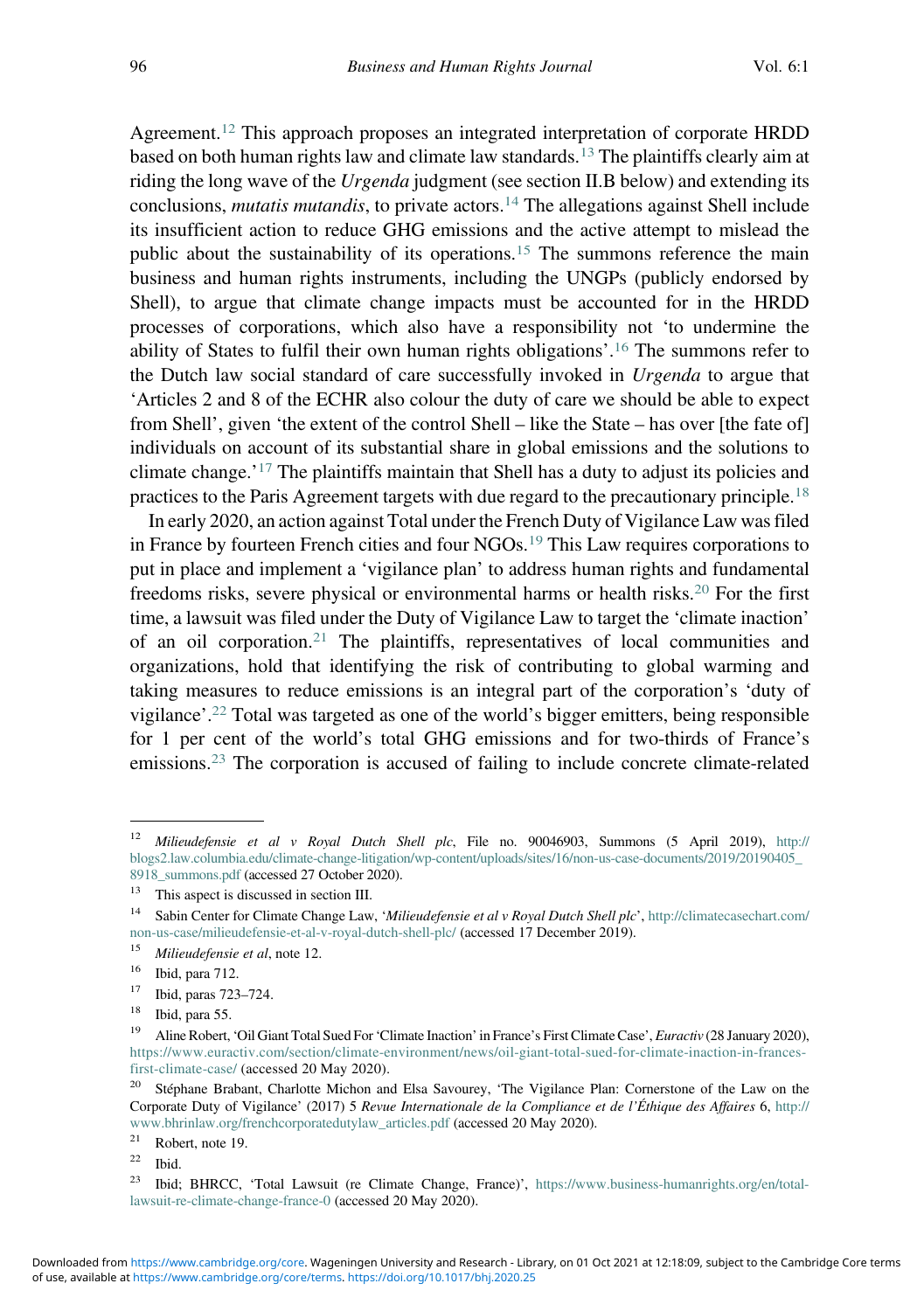Agreement.[12] This approach proposes an integrated interpretation of corporate HRDD based on both human rights law and climate law standards.[13] The plaintiffs clearly aim at riding the long wave of the *Urgenda* judgment (see section II.B below) and extending its conclusions, *mutatis mutandis*, to private actors.[14] The allegations against Shell include its insufficient action to reduce GHG emissions and the active attempt to mislead the public about the sustainability of its operations.[15] The summons reference the main business and human rights instruments, including the UNGPs (publicly endorsed by Shell), to argue that climate change impacts must be accounted for in the HRDD processes of corporations, which also have a responsibility not 'to undermine the ability of States to fulfil their own human rights obligations'.[16] The summons refer to the Dutch law social standard of care successfully invoked in *Urgenda* to argue that 'Articles 2 and 8 of the ECHR also colour the duty of care we should be able to expect from Shell', given 'the extent of the control Shell – like the State – has over [the fate of] individuals on account of its substantial share in global emissions and the solutions to climate change.'[17] The plaintiffs maintain that Shell has a duty to adjust its policies and practices to the Paris Agreement targets with due regard to the precautionary principle.[18]

In early 2020, an action against Total under the French Duty of Vigilance Law was filed in France by fourteen French cities and four NGOs.[19] This Law requires corporations to put in place and implement a 'vigilance plan' to address human rights and fundamental freedoms risks, severe physical or environmental harms or health risks.[20] For the first time, a lawsuit was filed under the Duty of Vigilance Law to target the 'climate inaction' of an oil corporation.[21] The plaintiffs, representatives of local communities and organizations, hold that identifying the risk of contributing to global warming and taking measures to reduce emissions is an integral part of the corporation's 'duty of vigilance'.[22] Total was targeted as one of the world's bigger emitters, being responsible for 1 per cent of the world's total GHG emissions and for two-thirds of France's emissions.[23] The corporation is accused of failing to include concrete climate-related

---

[12] *Milieudefensie et al v Royal Dutch Shell plc*, File no. 90046903, Summons (5 April 2019), http://blogs2.law.columbia.edu/climate-change-litigation/wp-content/uploads/sites/16/non-us-case-documents/2019/20190405_8918_summons.pdf (accessed 27 October 2020).

[13] This aspect is discussed in section III.

[14] Sabin Center for Climate Change Law, '*Milieudefensie et al v Royal Dutch Shell plc*', http://climatecasechart.com/non-us-case/milieudefensie-et-al-v-royal-dutch-shell-plc/ (accessed 17 December 2019).

[15] *Milieudefensie et al*, note 12.

[16] Ibid, para 712.

[17] Ibid, paras 723–724.

[18] Ibid, para 55.

[19] Aline Robert, 'Oil Giant Total Sued For 'Climate Inaction' in France's First Climate Case', *Euractiv* (28 January 2020), https://www.euractiv.com/section/climate-environment/news/oil-giant-total-sued-for-climate-inaction-in-frances-first-climate-case/ (accessed 20 May 2020).

[20] Stéphane Brabant, Charlotte Michon and Elsa Savourey, 'The Vigilance Plan: Cornerstone of the Law on the Corporate Duty of Vigilance' (2017) 5 *Revue Internationale de la Compliance et de l'Éthique des Affaires* 6, http://www.bhrinlaw.org/frenchcorporatedutylaw_articles.pdf (accessed 20 May 2020).

[21] Robert, note 19.

[22] Ibid.

[23] Ibid; BHRCC, 'Total Lawsuit (re Climate Change, France)', https://www.business-humanrights.org/en/total-lawsuit-re-climate-change-france-0 (accessed 20 May 2020).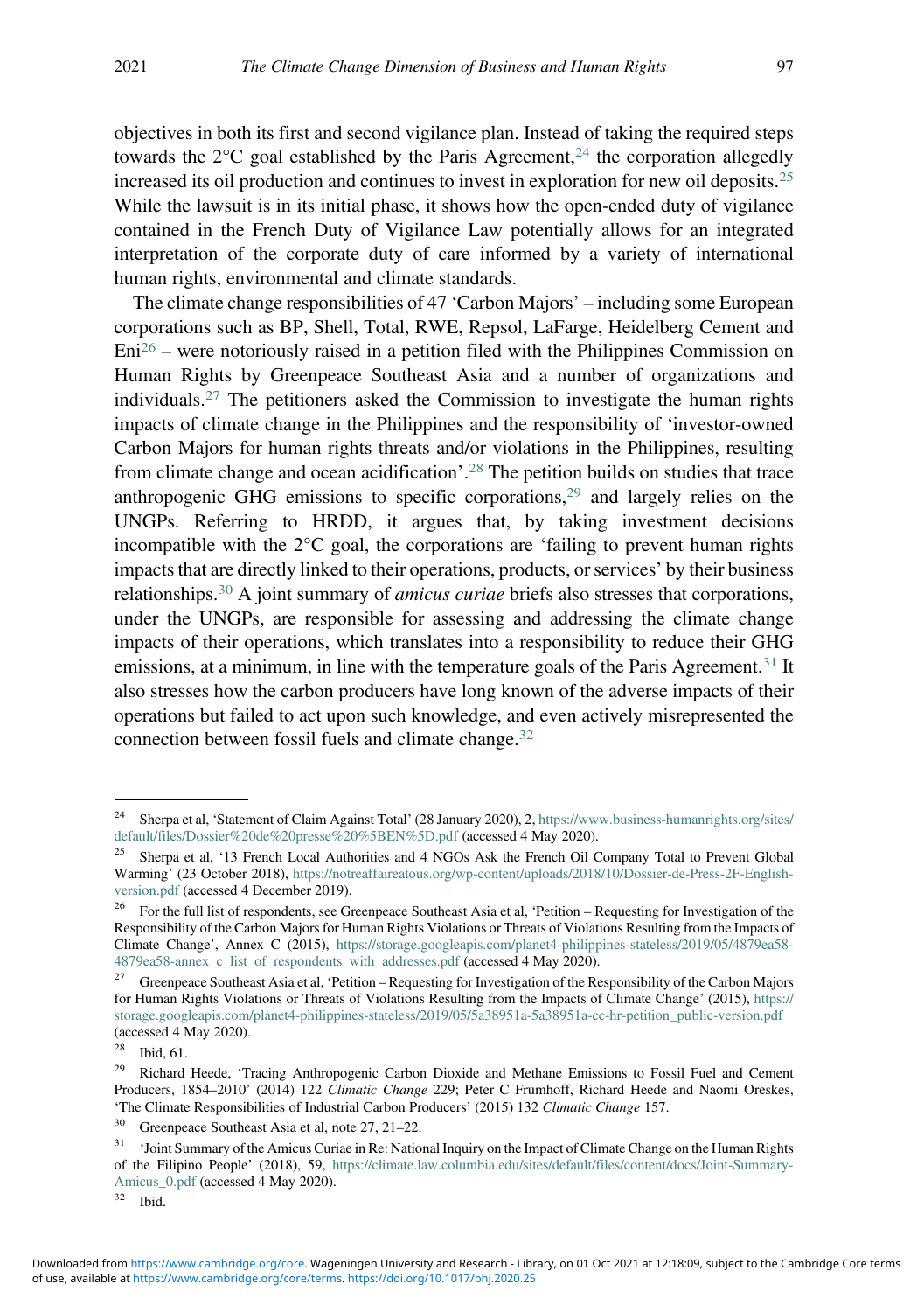objectives in both its first and second vigilance plan. Instead of taking the required steps towards the 2°C goal established by the Paris Agreement,[24] the corporation allegedly increased its oil production and continues to invest in exploration for new oil deposits.[25] While the lawsuit is in its initial phase, it shows how the open-ended duty of vigilance contained in the French Duty of Vigilance Law potentially allows for an integrated interpretation of the corporate duty of care informed by a variety of international human rights, environmental and climate standards.

The climate change responsibilities of 47 'Carbon Majors' – including some European corporations such as BP, Shell, Total, RWE, Repsol, LaFarge, Heidelberg Cement and Eni[26] – were notoriously raised in a petition filed with the Philippines Commission on Human Rights by Greenpeace Southeast Asia and a number of organizations and individuals.[27] The petitioners asked the Commission to investigate the human rights impacts of climate change in the Philippines and the responsibility of 'investor-owned Carbon Majors for human rights threats and/or violations in the Philippines, resulting from climate change and ocean acidification'.[28] The petition builds on studies that trace anthropogenic GHG emissions to specific corporations,[29] and largely relies on the UNGPs. Referring to HRDD, it argues that, by taking investment decisions incompatible with the 2°C goal, the corporations are 'failing to prevent human rights impacts that are directly linked to their operations, products, or services' by their business relationships.[30] A joint summary of *amicus curiae* briefs also stresses that corporations, under the UNGPs, are responsible for assessing and addressing the climate change impacts of their operations, which translates into a responsibility to reduce their GHG emissions, at a minimum, in line with the temperature goals of the Paris Agreement.[31] It also stresses how the carbon producers have long known of the adverse impacts of their operations but failed to act upon such knowledge, and even actively misrepresented the connection between fossil fuels and climate change.[32]

---

[24] Sherpa et al, 'Statement of Claim Against Total' (28 January 2020), 2, https://www.business-humanrights.org/sites/default/files/Dossier%20de%20presse%20%5BEN%5D.pdf (accessed 4 May 2020).

[25] Sherpa et al, '13 French Local Authorities and 4 NGOs Ask the French Oil Company Total to Prevent Global Warming' (23 October 2018), https://notreaffaireatous.org/wp-content/uploads/2018/10/Dossier-de-Press-2F-English-version.pdf (accessed 4 December 2019).

[26] For the full list of respondents, see Greenpeace Southeast Asia et al, 'Petition – Requesting for Investigation of the Responsibility of the Carbon Majors for Human Rights Violations or Threats of Violations Resulting from the Impacts of Climate Change', Annex C (2015), https://storage.googleapis.com/planet4-philippines-stateless/2019/05/4879ea58-4879ea58-annex_c_list_of_respondents_with_addresses.pdf (accessed 4 May 2020).

[27] Greenpeace Southeast Asia et al, 'Petition – Requesting for Investigation of the Responsibility of the Carbon Majors for Human Rights Violations or Threats of Violations Resulting from the Impacts of Climate Change' (2015), https://storage.googleapis.com/planet4-philippines-stateless/2019/05/5a38951a-5a38951a-cc-hr-petition_public-version.pdf (accessed 4 May 2020).

[28] Ibid, 61.

[29] Richard Heede, 'Tracing Anthropogenic Carbon Dioxide and Methane Emissions to Fossil Fuel and Cement Producers, 1854–2010' (2014) 122 *Climatic Change* 229; Peter C Frumhoff, Richard Heede and Naomi Oreskes, 'The Climate Responsibilities of Industrial Carbon Producers' (2015) 132 *Climatic Change* 157.

[30] Greenpeace Southeast Asia et al, note 27, 21–22.

[31] 'Joint Summary of the Amicus Curiae in Re: National Inquiry on the Impact of Climate Change on the Human Rights of the Filipino People' (2018), 59, https://climate.law.columbia.edu/sites/default/files/content/docs/Joint-Summary-Amicus_0.pdf (accessed 4 May 2020).

[32] Ibid.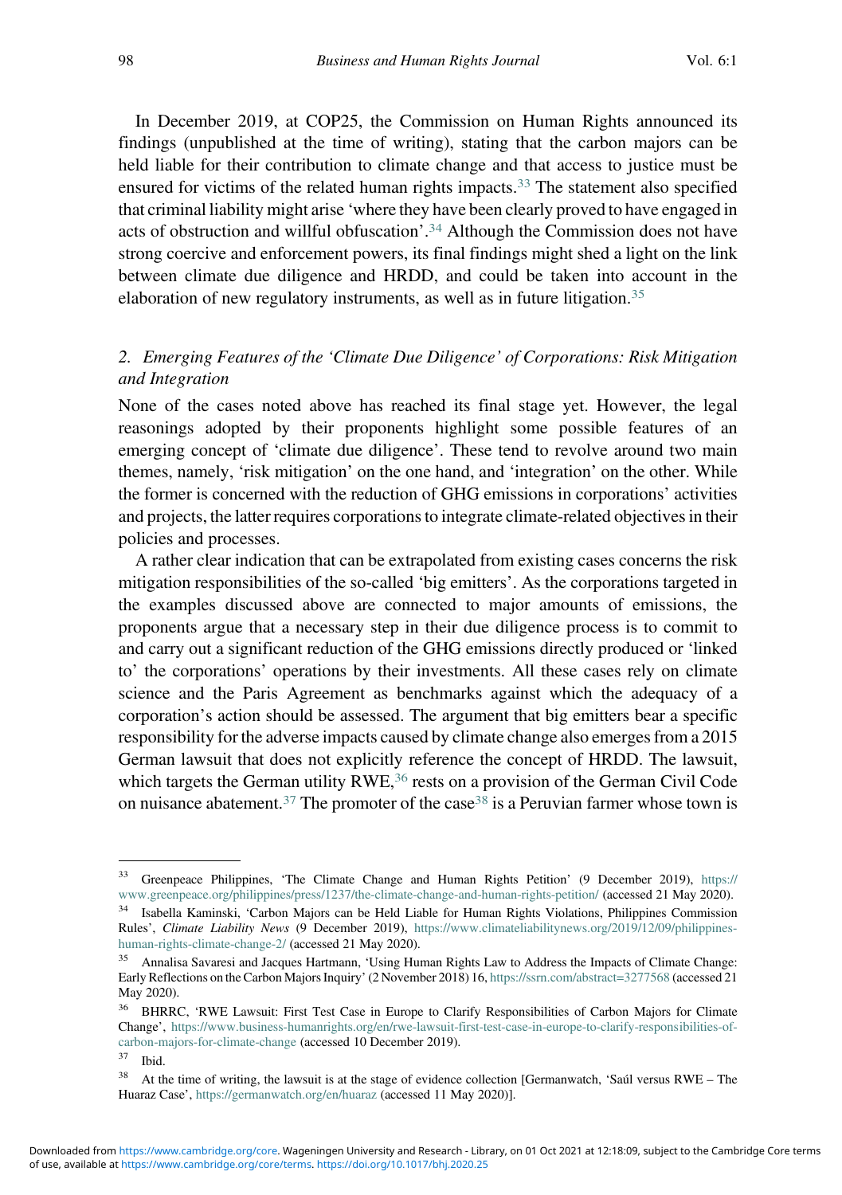In December 2019, at COP25, the Commission on Human Rights announced its findings (unpublished at the time of writing), stating that the carbon majors can be held liable for their contribution to climate change and that access to justice must be ensured for victims of the related human rights impacts.[33] The statement also specified that criminal liability might arise 'where they have been clearly proved to have engaged in acts of obstruction and willful obfuscation'.[34] Although the Commission does not have strong coercive and enforcement powers, its final findings might shed a light on the link between climate due diligence and HRDD, and could be taken into account in the elaboration of new regulatory instruments, as well as in future litigation.[35]

## 2. *Emerging Features of the 'Climate Due Diligence' of Corporations: Risk Mitigation and Integration*

None of the cases noted above has reached its final stage yet. However, the legal reasonings adopted by their proponents highlight some possible features of an emerging concept of 'climate due diligence'. These tend to revolve around two main themes, namely, 'risk mitigation' on the one hand, and 'integration' on the other. While the former is concerned with the reduction of GHG emissions in corporations' activities and projects, the latter requires corporations to integrate climate-related objectives in their policies and processes.

A rather clear indication that can be extrapolated from existing cases concerns the risk mitigation responsibilities of the so-called 'big emitters'. As the corporations targeted in the examples discussed above are connected to major amounts of emissions, the proponents argue that a necessary step in their due diligence process is to commit to and carry out a significant reduction of the GHG emissions directly produced or 'linked to' the corporations' operations by their investments. All these cases rely on climate science and the Paris Agreement as benchmarks against which the adequacy of a corporation's action should be assessed. The argument that big emitters bear a specific responsibility for the adverse impacts caused by climate change also emerges from a 2015 German lawsuit that does not explicitly reference the concept of HRDD. The lawsuit, which targets the German utility RWE,[36] rests on a provision of the German Civil Code on nuisance abatement.[37] The promoter of the case[38] is a Peruvian farmer whose town is

---

[33] Greenpeace Philippines, 'The Climate Change and Human Rights Petition' (9 December 2019), https://www.greenpeace.org/philippines/press/1237/the-climate-change-and-human-rights-petition/ (accessed 21 May 2020).

[34] Isabella Kaminski, 'Carbon Majors can be Held Liable for Human Rights Violations, Philippines Commission Rules', *Climate Liability News* (9 December 2019), https://www.climateliabilitynews.org/2019/12/09/philippines-human-rights-climate-change-2/ (accessed 21 May 2020).

[35] Annalisa Savaresi and Jacques Hartmann, 'Using Human Rights Law to Address the Impacts of Climate Change: Early Reflections on the Carbon Majors Inquiry' (2 November 2018) 16, https://ssrn.com/abstract=3277568 (accessed 21 May 2020).

[36] BHRRC, 'RWE Lawsuit: First Test Case in Europe to Clarify Responsibilities of Carbon Majors for Climate Change', https://www.business-humanrights.org/en/rwe-lawsuit-first-test-case-in-europe-to-clarify-responsibilities-of-carbon-majors-for-climate-change (accessed 10 December 2019).

[37] Ibid.

[38] At the time of writing, the lawsuit is at the stage of evidence collection [Germanwatch, 'Saúl versus RWE – The Huaraz Case', https://germanwatch.org/en/huaraz (accessed 11 May 2020)].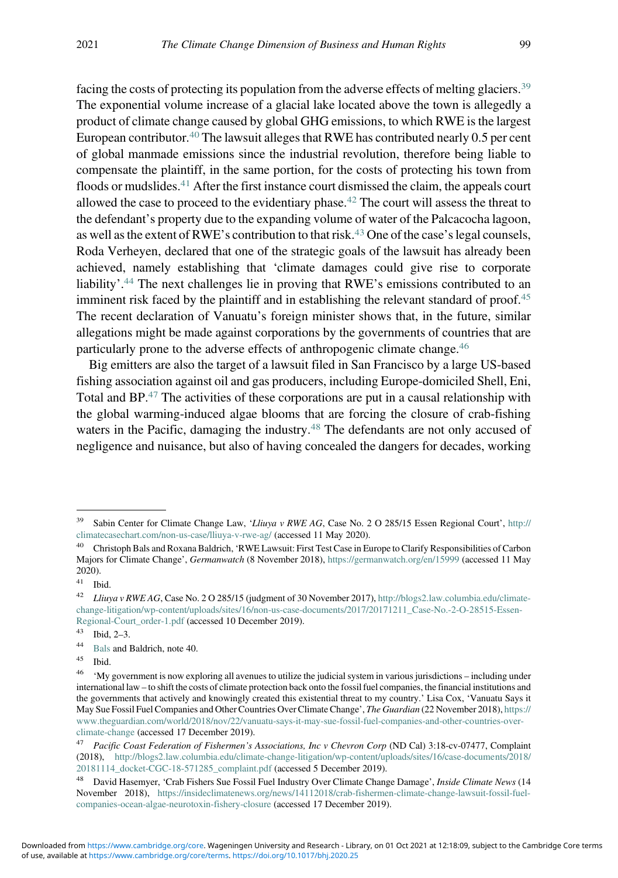facing the costs of protecting its population from the adverse effects of melting glaciers.[39] The exponential volume increase of a glacial lake located above the town is allegedly a product of climate change caused by global GHG emissions, to which RWE is the largest European contributor.[40] The lawsuit alleges that RWE has contributed nearly 0.5 per cent of global manmade emissions since the industrial revolution, therefore being liable to compensate the plaintiff, in the same portion, for the costs of protecting his town from floods or mudslides.[41] After the first instance court dismissed the claim, the appeals court allowed the case to proceed to the evidentiary phase.[42] The court will assess the threat to the defendant's property due to the expanding volume of water of the Palcacocha lagoon, as well as the extent of RWE's contribution to that risk.[43] One of the case's legal counsels, Roda Verheyen, declared that one of the strategic goals of the lawsuit has already been achieved, namely establishing that 'climate damages could give rise to corporate liability'.[44] The next challenges lie in proving that RWE's emissions contributed to an imminent risk faced by the plaintiff and in establishing the relevant standard of proof.[45] The recent declaration of Vanuatu's foreign minister shows that, in the future, similar allegations might be made against corporations by the governments of countries that are particularly prone to the adverse effects of anthropogenic climate change.[46]

Big emitters are also the target of a lawsuit filed in San Francisco by a large US-based fishing association against oil and gas producers, including Europe-domiciled Shell, Eni, Total and BP.[47] The activities of these corporations are put in a causal relationship with the global warming-induced algae blooms that are forcing the closure of crab-fishing waters in the Pacific, damaging the industry.[48] The defendants are not only accused of negligence and nuisance, but also of having concealed the dangers for decades, working

---

[39] Sabin Center for Climate Change Law, '*Lliuya v RWE AG*, Case No. 2 O 285/15 Essen Regional Court', http://climatecasechart.com/non-us-case/lliuya-v-rwe-ag/ (accessed 11 May 2020).

[40] Christoph Bals and Roxana Baldrich, 'RWE Lawsuit: First Test Case in Europe to Clarify Responsibilities of Carbon Majors for Climate Change', *Germanwatch* (8 November 2018), https://germanwatch.org/en/15999 (accessed 11 May 2020).

[41] Ibid.

[42] *Lliuya v RWE AG*, Case No. 2 O 285/15 (judgment of 30 November 2017), http://blogs2.law.columbia.edu/climate-change-litigation/wp-content/uploads/sites/16/non-us-case-documents/2017/20171211_Case-No.-2-O-28515-Essen-Regional-Court_order-1.pdf (accessed 10 December 2019).

[43] Ibid, 2–3.

[44] Bals and Baldrich, note 40.

[45] Ibid.

[46] 'My government is now exploring all avenues to utilize the judicial system in various jurisdictions – including under international law – to shift the costs of climate protection back onto the fossil fuel companies, the financial institutions and the governments that actively and knowingly created this existential threat to my country.' Lisa Cox, 'Vanuatu Says it May Sue Fossil Fuel Companies and Other Countries Over Climate Change', *The Guardian* (22 November 2018), https://www.theguardian.com/world/2018/nov/22/vanuatu-says-it-may-sue-fossil-fuel-companies-and-other-countries-over-climate-change (accessed 17 December 2019).

[47] *Pacific Coast Federation of Fishermen's Associations, Inc v Chevron Corp* (ND Cal) 3:18-cv-07477, Complaint (2018), http://blogs2.law.columbia.edu/climate-change-litigation/wp-content/uploads/sites/16/case-documents/2018/20181114_docket-CGC-18-571285_complaint.pdf (accessed 5 December 2019).

[48] David Hasemyer, 'Crab Fishers Sue Fossil Fuel Industry Over Climate Change Damage', *Inside Climate News* (14 November 2018), https://insideclimatenews.org/news/14112018/crab-fishermen-climate-change-lawsuit-fossil-fuel-companies-ocean-algae-neurotoxin-fishery-closure (accessed 17 December 2019).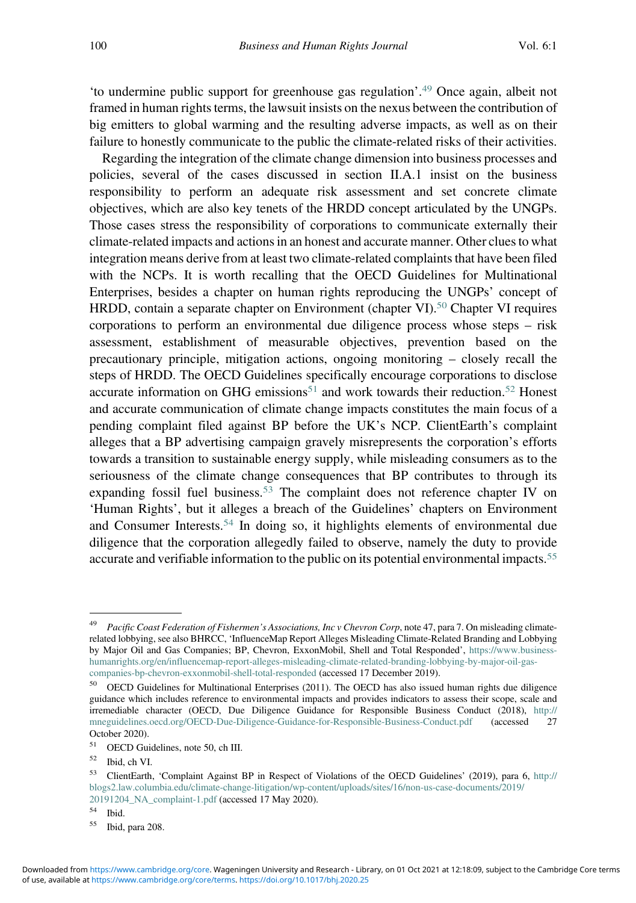'to undermine public support for greenhouse gas regulation'.[49] Once again, albeit not framed in human rights terms, the lawsuit insists on the nexus between the contribution of big emitters to global warming and the resulting adverse impacts, as well as on their failure to honestly communicate to the public the climate-related risks of their activities.

Regarding the integration of the climate change dimension into business processes and policies, several of the cases discussed in section II.A.1 insist on the business responsibility to perform an adequate risk assessment and set concrete climate objectives, which are also key tenets of the HRDD concept articulated by the UNGPs. Those cases stress the responsibility of corporations to communicate externally their climate-related impacts and actions in an honest and accurate manner. Other clues to what integration means derive from at least two climate-related complaints that have been filed with the NCPs. It is worth recalling that the OECD Guidelines for Multinational Enterprises, besides a chapter on human rights reproducing the UNGPs' concept of HRDD, contain a separate chapter on Environment (chapter VI).[50] Chapter VI requires corporations to perform an environmental due diligence process whose steps – risk assessment, establishment of measurable objectives, prevention based on the precautionary principle, mitigation actions, ongoing monitoring – closely recall the steps of HRDD. The OECD Guidelines specifically encourage corporations to disclose accurate information on GHG emissions[51] and work towards their reduction.[52] Honest and accurate communication of climate change impacts constitutes the main focus of a pending complaint filed against BP before the UK's NCP. ClientEarth's complaint alleges that a BP advertising campaign gravely misrepresents the corporation's efforts towards a transition to sustainable energy supply, while misleading consumers as to the seriousness of the climate change consequences that BP contributes to through its expanding fossil fuel business.[53] The complaint does not reference chapter IV on 'Human Rights', but it alleges a breach of the Guidelines' chapters on Environment and Consumer Interests.[54] In doing so, it highlights elements of environmental due diligence that the corporation allegedly failed to observe, namely the duty to provide accurate and verifiable information to the public on its potential environmental impacts.[55]

---

[49] *Pacific Coast Federation of Fishermen's Associations, Inc v Chevron Corp*, note 47, para 7. On misleading climate-related lobbying, see also BHRCC, 'InfluenceMap Report Alleges Misleading Climate-Related Branding and Lobbying by Major Oil and Gas Companies; BP, Chevron, ExxonMobil, Shell and Total Responded', https://www.business-humanrights.org/en/influencemap-report-alleges-misleading-climate-related-branding-lobbying-by-major-oil-gas-companies-bp-chevron-exxonmobil-shell-total-responded (accessed 17 December 2019).

[50] OECD Guidelines for Multinational Enterprises (2011). The OECD has also issued human rights due diligence guidance which includes reference to environmental impacts and provides indicators to assess their scope, scale and irremediable character (OECD, Due Diligence Guidance for Responsible Business Conduct (2018), http://mneguidelines.oecd.org/OECD-Due-Diligence-Guidance-for-Responsible-Business-Conduct.pdf (accessed 27 October 2020).

[51] OECD Guidelines, note 50, ch III.

[52] Ibid, ch VI.

[53] ClientEarth, 'Complaint Against BP in Respect of Violations of the OECD Guidelines' (2019), para 6, http://blogs2.law.columbia.edu/climate-change-litigation/wp-content/uploads/sites/16/non-us-case-documents/2019/20191204_NA_complaint-1.pdf (accessed 17 May 2020).

[54] Ibid.

[55] Ibid, para 208.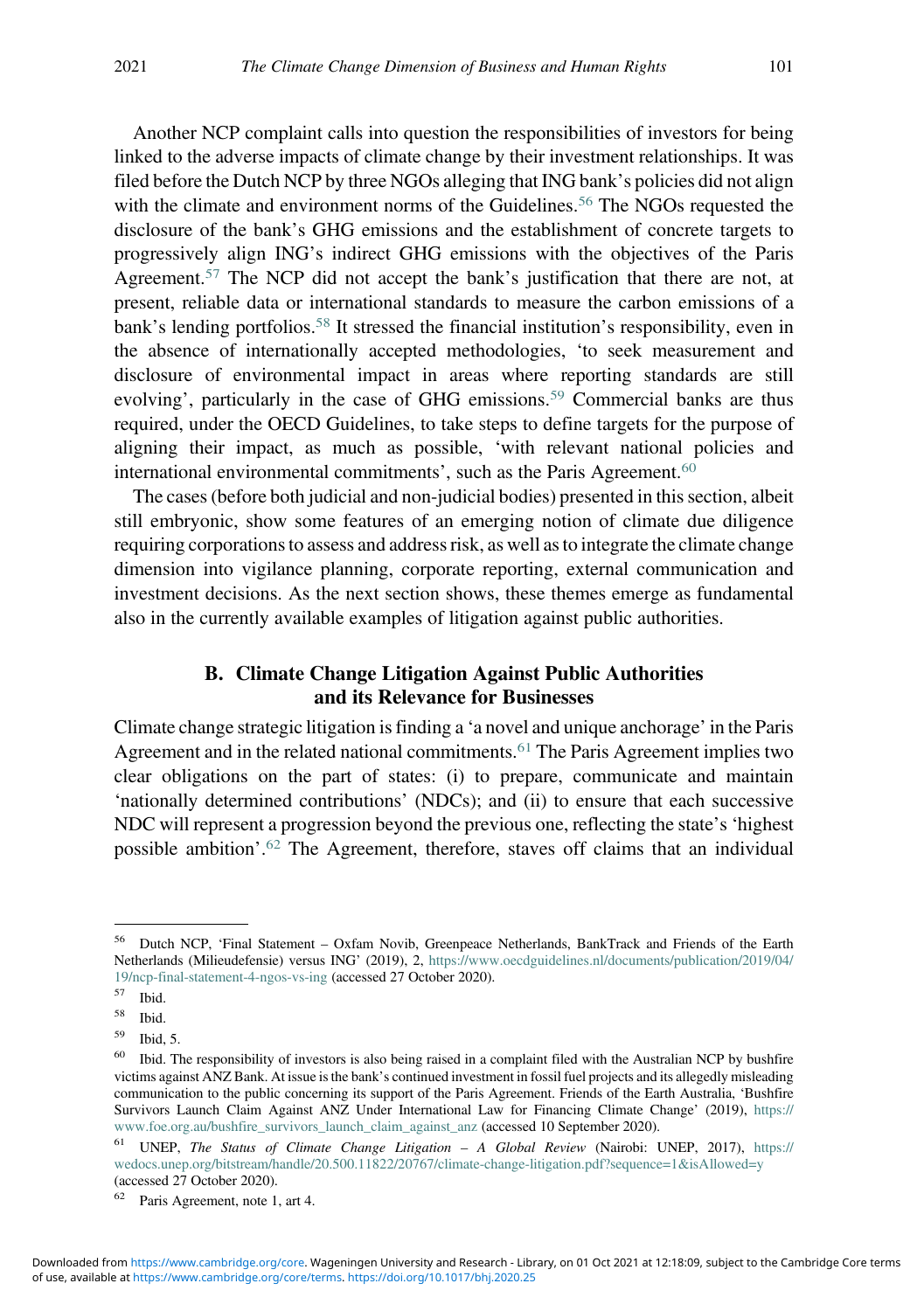Another NCP complaint calls into question the responsibilities of investors for being linked to the adverse impacts of climate change by their investment relationships. It was filed before the Dutch NCP by three NGOs alleging that ING bank's policies did not align with the climate and environment norms of the Guidelines.[56] The NGOs requested the disclosure of the bank's GHG emissions and the establishment of concrete targets to progressively align ING's indirect GHG emissions with the objectives of the Paris Agreement.[57] The NCP did not accept the bank's justification that there are not, at present, reliable data or international standards to measure the carbon emissions of a bank's lending portfolios.[58] It stressed the financial institution's responsibility, even in the absence of internationally accepted methodologies, 'to seek measurement and disclosure of environmental impact in areas where reporting standards are still evolving', particularly in the case of GHG emissions.[59] Commercial banks are thus required, under the OECD Guidelines, to take steps to define targets for the purpose of aligning their impact, as much as possible, 'with relevant national policies and international environmental commitments', such as the Paris Agreement.[60]

The cases (before both judicial and non-judicial bodies) presented in this section, albeit still embryonic, show some features of an emerging notion of climate due diligence requiring corporations to assess and address risk, as well as to integrate the climate change dimension into vigilance planning, corporate reporting, external communication and investment decisions. As the next section shows, these themes emerge as fundamental also in the currently available examples of litigation against public authorities.

### B. Climate Change Litigation Against Public Authorities and its Relevance for Businesses

Climate change strategic litigation is finding a 'a novel and unique anchorage' in the Paris Agreement and in the related national commitments.[61] The Paris Agreement implies two clear obligations on the part of states: (i) to prepare, communicate and maintain 'nationally determined contributions' (NDCs); and (ii) to ensure that each successive NDC will represent a progression beyond the previous one, reflecting the state's 'highest possible ambition'.[62] The Agreement, therefore, staves off claims that an individual

---

[56] Dutch NCP, 'Final Statement – Oxfam Novib, Greenpeace Netherlands, BankTrack and Friends of the Earth Netherlands (Milieudefensie) versus ING' (2019), 2, https://www.oecdguidelines.nl/documents/publication/2019/04/19/ncp-final-statement-4-ngos-vs-ing (accessed 27 October 2020).

[57] Ibid.

[58] Ibid.

[59] Ibid, 5.

[60] Ibid. The responsibility of investors is also being raised in a complaint filed with the Australian NCP by bushfire victims against ANZ Bank. At issue is the bank's continued investment in fossil fuel projects and its allegedly misleading communication to the public concerning its support of the Paris Agreement. Friends of the Earth Australia, 'Bushfire Survivors Launch Claim Against ANZ Under International Law for Financing Climate Change' (2019), https://www.foe.org.au/bushfire_survivors_launch_claim_against_anz (accessed 10 September 2020).

[61] UNEP, *The Status of Climate Change Litigation – A Global Review* (Nairobi: UNEP, 2017), https://wedocs.unep.org/bitstream/handle/20.500.11822/20767/climate-change-litigation.pdf?sequence=1&isAllowed=y (accessed 27 October 2020).

[62] Paris Agreement, note 1, art 4.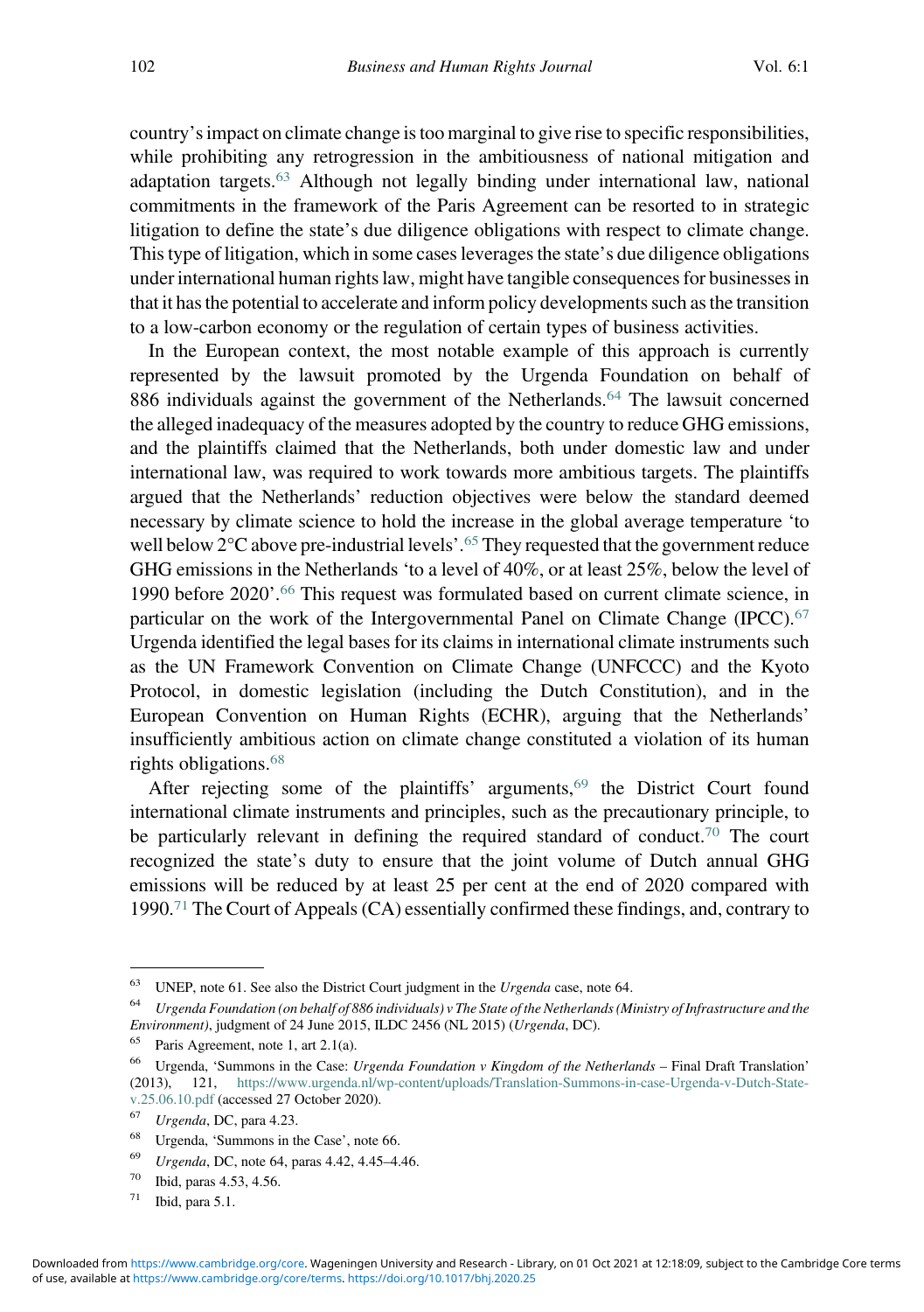country's impact on climate change is too marginal to give rise to specific responsibilities, while prohibiting any retrogression in the ambitiousness of national mitigation and adaptation targets.[63] Although not legally binding under international law, national commitments in the framework of the Paris Agreement can be resorted to in strategic litigation to define the state's due diligence obligations with respect to climate change. This type of litigation, which in some cases leverages the state's due diligence obligations under international human rights law, might have tangible consequences for businesses in that it has the potential to accelerate and inform policy developments such as the transition to a low-carbon economy or the regulation of certain types of business activities.

In the European context, the most notable example of this approach is currently represented by the lawsuit promoted by the Urgenda Foundation on behalf of 886 individuals against the government of the Netherlands.[64] The lawsuit concerned the alleged inadequacy of the measures adopted by the country to reduce GHG emissions, and the plaintiffs claimed that the Netherlands, both under domestic law and under international law, was required to work towards more ambitious targets. The plaintiffs argued that the Netherlands' reduction objectives were below the standard deemed necessary by climate science to hold the increase in the global average temperature 'to well below 2°C above pre-industrial levels'.[65] They requested that the government reduce GHG emissions in the Netherlands 'to a level of 40%, or at least 25%, below the level of 1990 before 2020'.[66] This request was formulated based on current climate science, in particular on the work of the Intergovernmental Panel on Climate Change (IPCC).[67] Urgenda identified the legal bases for its claims in international climate instruments such as the UN Framework Convention on Climate Change (UNFCCC) and the Kyoto Protocol, in domestic legislation (including the Dutch Constitution), and in the European Convention on Human Rights (ECHR), arguing that the Netherlands' insufficiently ambitious action on climate change constituted a violation of its human rights obligations.[68]

After rejecting some of the plaintiffs' arguments,[69] the District Court found international climate instruments and principles, such as the precautionary principle, to be particularly relevant in defining the required standard of conduct.[70] The court recognized the state's duty to ensure that the joint volume of Dutch annual GHG emissions will be reduced by at least 25 per cent at the end of 2020 compared with 1990.[71] The Court of Appeals (CA) essentially confirmed these findings, and, contrary to

---

[63] UNEP, note 61. See also the District Court judgment in the *Urgenda* case, note 64.

[64] *Urgenda Foundation (on behalf of 886 individuals) v The State of the Netherlands (Ministry of Infrastructure and the Environment)*, judgment of 24 June 2015, ILDC 2456 (NL 2015) (*Urgenda*, DC).

[65] Paris Agreement, note 1, art 2.1(a).

[66] Urgenda, 'Summons in the Case: *Urgenda Foundation v Kingdom of the Netherlands* – Final Draft Translation' (2013), 121, https://www.urgenda.nl/wp-content/uploads/Translation-Summons-in-case-Urgenda-v-Dutch-State-v.25.06.10.pdf (accessed 27 October 2020).

[67] *Urgenda*, DC, para 4.23.

[68] Urgenda, 'Summons in the Case', note 66.

[69] *Urgenda*, DC, note 64, paras 4.42, 4.45–4.46.

[70] Ibid, paras 4.53, 4.56.

[71] Ibid, para 5.1.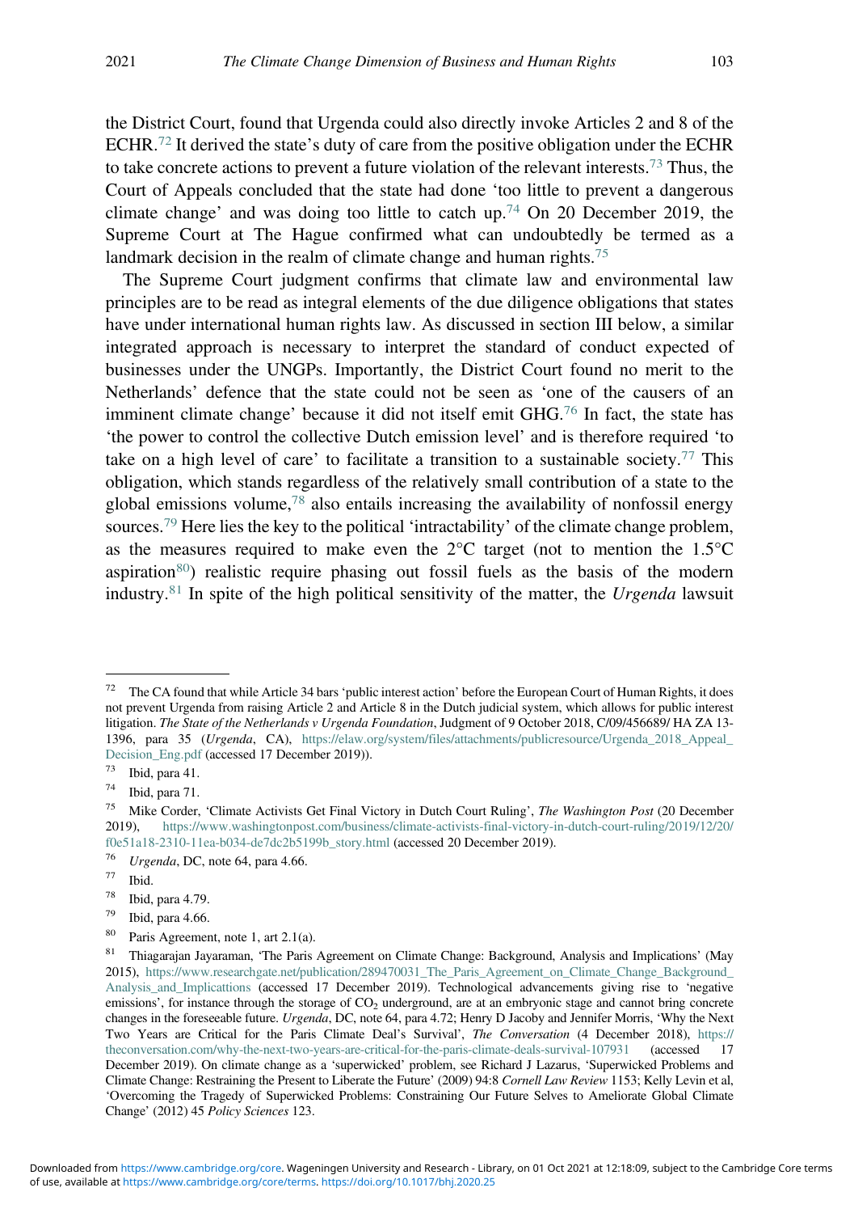the District Court, found that Urgenda could also directly invoke Articles 2 and 8 of the ECHR.[72] It derived the state's duty of care from the positive obligation under the ECHR to take concrete actions to prevent a future violation of the relevant interests.[73] Thus, the Court of Appeals concluded that the state had done 'too little to prevent a dangerous climate change' and was doing too little to catch up.[74] On 20 December 2019, the Supreme Court at The Hague confirmed what can undoubtedly be termed as a landmark decision in the realm of climate change and human rights.[75]

The Supreme Court judgment confirms that climate law and environmental law principles are to be read as integral elements of the due diligence obligations that states have under international human rights law. As discussed in section III below, a similar integrated approach is necessary to interpret the standard of conduct expected of businesses under the UNGPs. Importantly, the District Court found no merit to the Netherlands' defence that the state could not be seen as 'one of the causers of an imminent climate change' because it did not itself emit GHG.[76] In fact, the state has 'the power to control the collective Dutch emission level' and is therefore required 'to take on a high level of care' to facilitate a transition to a sustainable society.[77] This obligation, which stands regardless of the relatively small contribution of a state to the global emissions volume,[78] also entails increasing the availability of nonfossil energy sources.[79] Here lies the key to the political 'intractability' of the climate change problem, as the measures required to make even the 2°C target (not to mention the 1.5°C aspiration[80]) realistic require phasing out fossil fuels as the basis of the modern industry.[81] In spite of the high political sensitivity of the matter, the *Urgenda* lawsuit

---

[72] The CA found that while Article 34 bars 'public interest action' before the European Court of Human Rights, it does not prevent Urgenda from raising Article 2 and Article 8 in the Dutch judicial system, which allows for public interest litigation. *The State of the Netherlands v Urgenda Foundation*, Judgment of 9 October 2018, C/09/456689/ HA ZA 13-1396, para 35 (*Urgenda*, CA), https://elaw.org/system/files/attachments/publicresource/Urgenda_2018_Appeal_Decision_Eng.pdf (accessed 17 December 2019)).

[73] Ibid, para 41.

[74] Ibid, para 71.

[75] Mike Corder, 'Climate Activists Get Final Victory in Dutch Court Ruling', *The Washington Post* (20 December 2019), https://www.washingtonpost.com/business/climate-activists-final-victory-in-dutch-court-ruling/2019/12/20/f0e51a18-2310-11ea-b034-de7dc2b5199b_story.html (accessed 20 December 2019).

[76] *Urgenda*, DC, note 64, para 4.66.

[77] Ibid.

[78] Ibid, para 4.79.

[79] Ibid, para 4.66.

[80] Paris Agreement, note 1, art 2.1(a).

[81] Thiagarajan Jayaraman, 'The Paris Agreement on Climate Change: Background, Analysis and Implications' (May 2015), https://www.researchgate.net/publication/289470031_The_Paris_Agreement_on_Climate_Change_Background_Analysis_and_Implicattions (accessed 17 December 2019). Technological advancements giving rise to 'negative emissions', for instance through the storage of $CO_2$ underground, are at an embryonic stage and cannot bring concrete changes in the foreseeable future. *Urgenda*, DC, note 64, para 4.72; Henry D Jacoby and Jennifer Morris, 'Why the Next Two Years are Critical for the Paris Climate Deal's Survival', *The Conversation* (4 December 2018), https://theconversation.com/why-the-next-two-years-are-critical-for-the-paris-climate-deals-survival-107931 (accessed 17 December 2019). On climate change as a 'superwicked' problem, see Richard J Lazarus, 'Superwicked Problems and Climate Change: Restraining the Present to Liberate the Future' (2009) 94:8 *Cornell Law Review* 1153; Kelly Levin et al, 'Overcoming the Tragedy of Superwicked Problems: Constraining Our Future Selves to Ameliorate Global Climate Change' (2012) 45 *Policy Sciences* 123.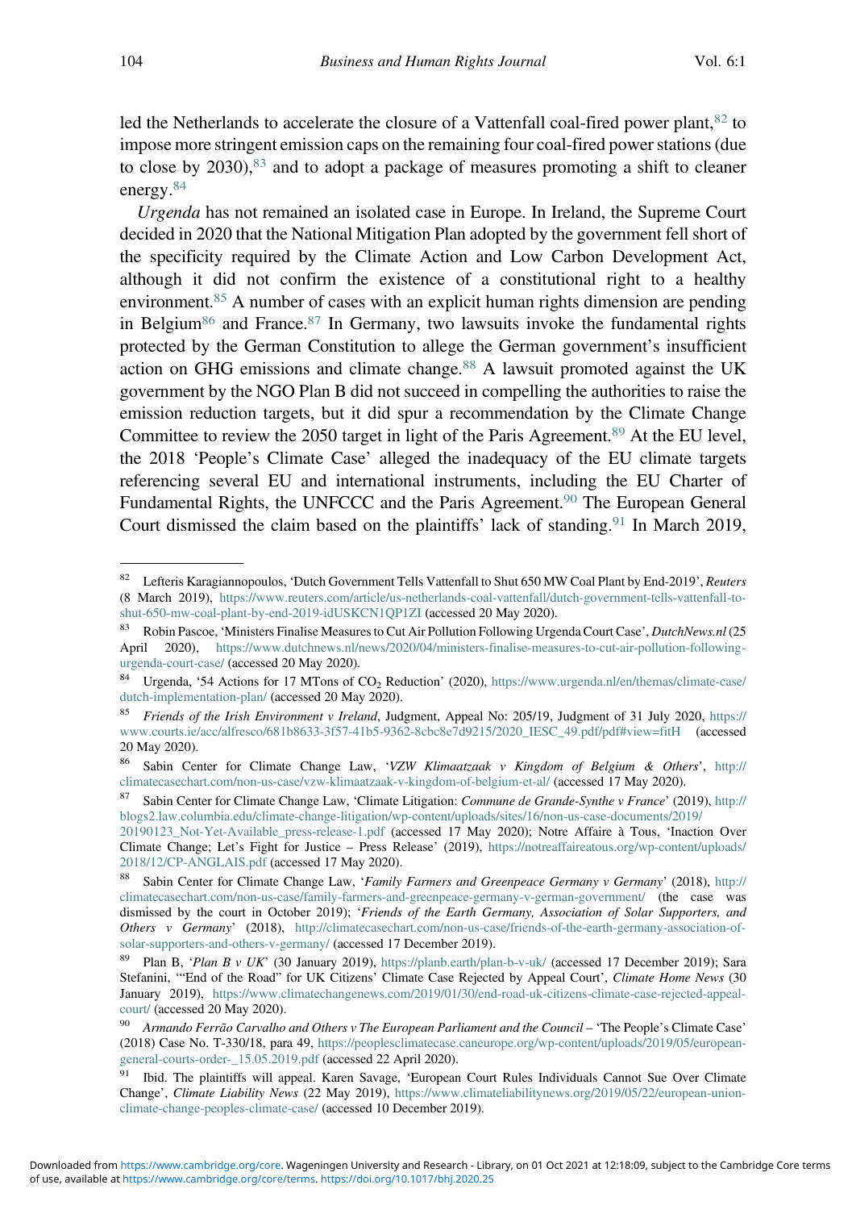led the Netherlands to accelerate the closure of a Vattenfall coal-fired power plant,[82] to impose more stringent emission caps on the remaining four coal-fired power stations (due to close by 2030),[83] and to adopt a package of measures promoting a shift to cleaner energy.[84]

*Urgenda* has not remained an isolated case in Europe. In Ireland, the Supreme Court decided in 2020 that the National Mitigation Plan adopted by the government fell short of the specificity required by the Climate Action and Low Carbon Development Act, although it did not confirm the existence of a constitutional right to a healthy environment.[85] A number of cases with an explicit human rights dimension are pending in Belgium[86] and France.[87] In Germany, two lawsuits invoke the fundamental rights protected by the German Constitution to allege the German government's insufficient action on GHG emissions and climate change.[88] A lawsuit promoted against the UK government by the NGO Plan B did not succeed in compelling the authorities to raise the emission reduction targets, but it did spur a recommendation by the Climate Change Committee to review the 2050 target in light of the Paris Agreement.[89] At the EU level, the 2018 'People's Climate Case' alleged the inadequacy of the EU climate targets referencing several EU and international instruments, including the EU Charter of Fundamental Rights, the UNFCCC and the Paris Agreement.[90] The European General Court dismissed the claim based on the plaintiffs' lack of standing.[91] In March 2019,

---

[82] Lefteris Karagiannopoulos, 'Dutch Government Tells Vattenfall to Shut 650 MW Coal Plant by End-2019', *Reuters* (8 March 2019), https://www.reuters.com/article/us-netherlands-coal-vattenfall/dutch-government-tells-vattenfall-to-shut-650-mw-coal-plant-by-end-2019-idUSKCN1QP1ZI (accessed 20 May 2020).

[83] Robin Pascoe, 'Ministers Finalise Measures to Cut Air Pollution Following Urgenda Court Case', *DutchNews.nl* (25 April 2020), https://www.dutchnews.nl/news/2020/04/ministers-finalise-measures-to-cut-air-pollution-following-urgenda-court-case/ (accessed 20 May 2020).

[84] Urgenda, '54 Actions for 17 MTons of $CO_2$ Reduction' (2020), https://www.urgenda.nl/en/themas/climate-case/dutch-implementation-plan/ (accessed 20 May 2020).

[85] *Friends of the Irish Environment v Ireland*, Judgment, Appeal No: 205/19, Judgment of 31 July 2020, https://www.courts.ie/acc/alfresco/681b8633-3f57-41b5-9362-8cbc8e7d9215/2020_IESC_49.pdf/pdf#view=fitH (accessed 20 May 2020).

[86] Sabin Center for Climate Change Law, '*VZW Klimaatzaak v Kingdom of Belgium & Others*', http://climatecasechart.com/non-us-case/vzw-klimaatzaak-v-kingdom-of-belgium-et-al/ (accessed 17 May 2020).

[87] Sabin Center for Climate Change Law, 'Climate Litigation: *Commune de Grande-Synthe v France*' (2019), http://blogs2.law.columbia.edu/climate-change-litigation/wp-content/uploads/sites/16/non-us-case-documents/2019/20190123_Not-Yet-Available_press-release-1.pdf (accessed 17 May 2020); Notre Affaire à Tous, 'Inaction Over Climate Change; Let's Fight for Justice – Press Release' (2019), https://notreaffaireatous.org/wp-content/uploads/2018/12/CP-ANGLAIS.pdf (accessed 17 May 2020).

[88] Sabin Center for Climate Change Law, '*Family Farmers and Greenpeace Germany v Germany*' (2018), http://climatecasechart.com/non-us-case/family-farmers-and-greenpeace-germany-v-german-government/ (the case was dismissed by the court in October 2019); '*Friends of the Earth Germany, Association of Solar Supporters, and Others v Germany*' (2018), http://climatecasechart.com/non-us-case/friends-of-the-earth-germany-association-of-solar-supporters-and-others-v-germany/ (accessed 17 December 2019).

[89] Plan B, '*Plan B v UK*' (30 January 2019), https://planb.earth/plan-b-v-uk/ (accessed 17 December 2019); Sara Stefanini, '"End of the Road" for UK Citizens' Climate Case Rejected by Appeal Court', *Climate Home News* (30 January 2019), https://www.climatechangenews.com/2019/01/30/end-road-uk-citizens-climate-case-rejected-appeal-court/ (accessed 20 May 2020).

[90] *Armando Ferrão Carvalho and Others v The European Parliament and the Council* – 'The People's Climate Case' (2018) Case No. T-330/18, para 49, https://peoplesclimatecase.caneurope.org/wp-content/uploads/2019/05/european-general-courts-order-_15.05.2019.pdf (accessed 22 April 2020).

[91] Ibid. The plaintiffs will appeal. Karen Savage, 'European Court Rules Individuals Cannot Sue Over Climate Change', *Climate Liability News* (22 May 2019), https://www.climateliabilitynews.org/2019/05/22/european-union-climate-change-peoples-climate-case/ (accessed 10 December 2019).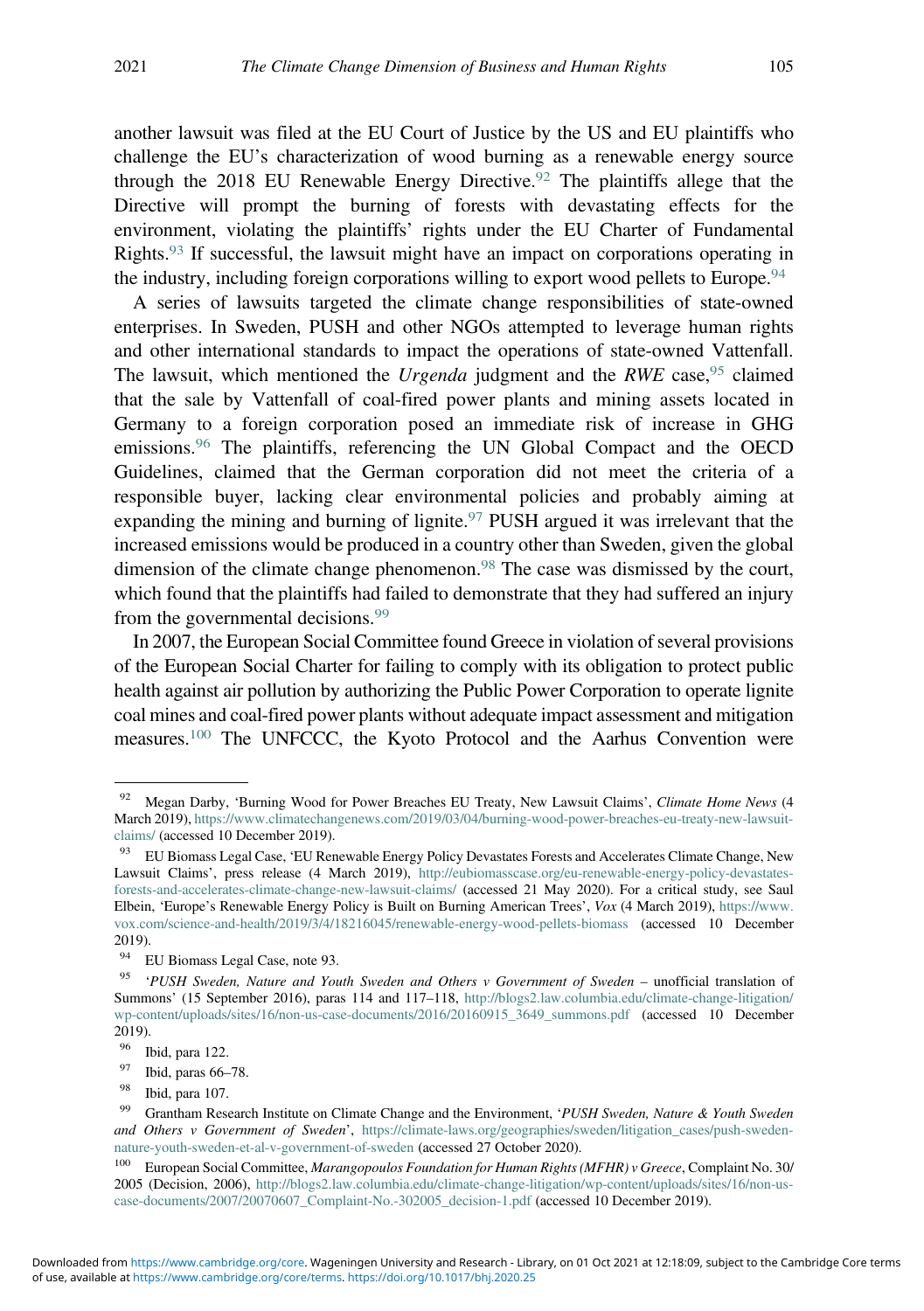another lawsuit was filed at the EU Court of Justice by the US and EU plaintiffs who challenge the EU's characterization of wood burning as a renewable energy source through the 2018 EU Renewable Energy Directive.[92] The plaintiffs allege that the Directive will prompt the burning of forests with devastating effects for the environment, violating the plaintiffs' rights under the EU Charter of Fundamental Rights.[93] If successful, the lawsuit might have an impact on corporations operating in the industry, including foreign corporations willing to export wood pellets to Europe.[94]

A series of lawsuits targeted the climate change responsibilities of state-owned enterprises. In Sweden, PUSH and other NGOs attempted to leverage human rights and other international standards to impact the operations of state-owned Vattenfall. The lawsuit, which mentioned the *Urgenda* judgment and the *RWE* case,[95] claimed that the sale by Vattenfall of coal-fired power plants and mining assets located in Germany to a foreign corporation posed an immediate risk of increase in GHG emissions.[96] The plaintiffs, referencing the UN Global Compact and the OECD Guidelines, claimed that the German corporation did not meet the criteria of a responsible buyer, lacking clear environmental policies and probably aiming at expanding the mining and burning of lignite.[97] PUSH argued it was irrelevant that the increased emissions would be produced in a country other than Sweden, given the global dimension of the climate change phenomenon.[98] The case was dismissed by the court, which found that the plaintiffs had failed to demonstrate that they had suffered an injury from the governmental decisions.[99]

In 2007, the European Social Committee found Greece in violation of several provisions of the European Social Charter for failing to comply with its obligation to protect public health against air pollution by authorizing the Public Power Corporation to operate lignite coal mines and coal-fired power plants without adequate impact assessment and mitigation measures.[100] The UNFCCC, the Kyoto Protocol and the Aarhus Convention were

---

[92] Megan Darby, 'Burning Wood for Power Breaches EU Treaty, New Lawsuit Claims', *Climate Home News* (4 March 2019), https://www.climatechangenews.com/2019/03/04/burning-wood-power-breaches-eu-treaty-new-lawsuit-claims/ (accessed 10 December 2019).

[93] EU Biomass Legal Case, 'EU Renewable Energy Policy Devastates Forests and Accelerates Climate Change, New Lawsuit Claims', press release (4 March 2019), http://eubiomasscase.org/eu-renewable-energy-policy-devastates-forests-and-accelerates-climate-change-new-lawsuit-claims/ (accessed 21 May 2020). For a critical study, see Saul Elbein, 'Europe's Renewable Energy Policy is Built on Burning American Trees', *Vox* (4 March 2019), https://www.vox.com/science-and-health/2019/3/4/18216045/renewable-energy-wood-pellets-biomass (accessed 10 December 2019).

[94] EU Biomass Legal Case, note 93.

[95] '*PUSH Sweden, Nature and Youth Sweden and Others v Government of Sweden* – unofficial translation of Summons' (15 September 2016), paras 114 and 117–118, http://blogs2.law.columbia.edu/climate-change-litigation/wp-content/uploads/sites/16/non-us-case-documents/2016/20160915_3649_summons.pdf (accessed 10 December 2019).

[96] Ibid, para 122.

[97] Ibid, paras 66–78.

[98] Ibid, para 107.

[99] Grantham Research Institute on Climate Change and the Environment, '*PUSH Sweden, Nature & Youth Sweden and Others v Government of Sweden*', https://climate-laws.org/geographies/sweden/litigation_cases/push-sweden-nature-youth-sweden-et-al-v-government-of-sweden (accessed 27 October 2020).

[100] European Social Committee, *Marangopoulos Foundation for Human Rights (MFHR) v Greece*, Complaint No. 30/2005 (Decision, 2006), http://blogs2.law.columbia.edu/climate-change-litigation/wp-content/uploads/sites/16/non-us-case-documents/2007/20070607_Complaint-No.-302005_decision-1.pdf (accessed 10 December 2019).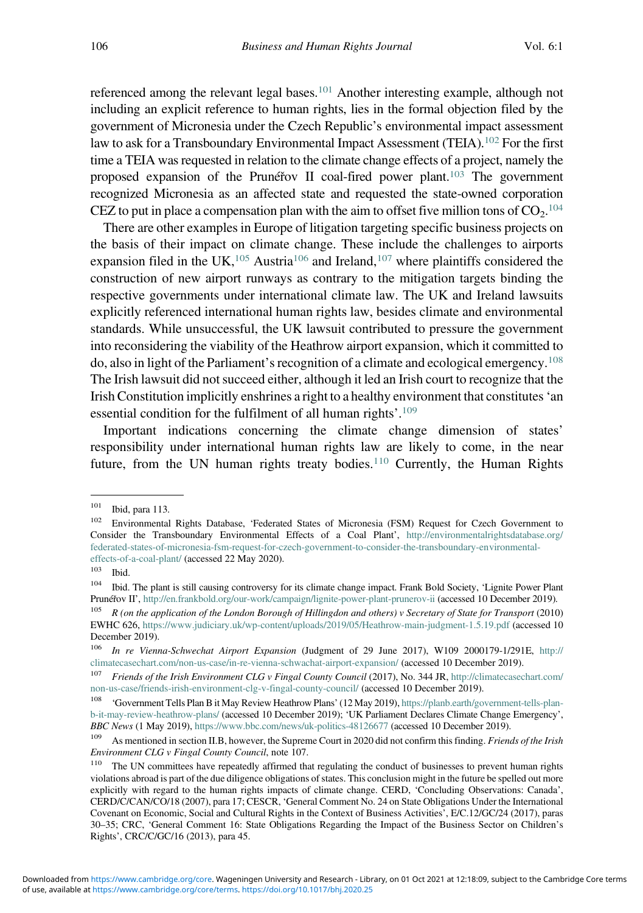referenced among the relevant legal bases.[101] Another interesting example, although not including an explicit reference to human rights, lies in the formal objection filed by the government of Micronesia under the Czech Republic's environmental impact assessment law to ask for a Transboundary Environmental Impact Assessment (TEIA).[102] For the first time a TEIA was requested in relation to the climate change effects of a project, namely the proposed expansion of the Prunéřov II coal-fired power plant.[103] The government recognized Micronesia as an affected state and requested the state-owned corporation CEZ to put in place a compensation plan with the aim to offset five million tons of $CO_2$.[104]

There are other examples in Europe of litigation targeting specific business projects on the basis of their impact on climate change. These include the challenges to airports expansion filed in the UK,[105] Austria[106] and Ireland,[107] where plaintiffs considered the construction of new airport runways as contrary to the mitigation targets binding the respective governments under international climate law. The UK and Ireland lawsuits explicitly referenced international human rights law, besides climate and environmental standards. While unsuccessful, the UK lawsuit contributed to pressure the government into reconsidering the viability of the Heathrow airport expansion, which it committed to do, also in light of the Parliament's recognition of a climate and ecological emergency.[108] The Irish lawsuit did not succeed either, although it led an Irish court to recognize that the Irish Constitution implicitly enshrines a right to a healthy environment that constitutes 'an essential condition for the fulfilment of all human rights'.[109]

Important indications concerning the climate change dimension of states' responsibility under international human rights law are likely to come, in the near future, from the UN human rights treaty bodies.[110] Currently, the Human Rights

---

[101] Ibid, para 113.

[102] Environmental Rights Database, 'Federated States of Micronesia (FSM) Request for Czech Government to Consider the Transboundary Environmental Effects of a Coal Plant', http://environmentalrightsdatabase.org/federated-states-of-micronesia-fsm-request-for-czech-government-to-consider-the-transboundary-environmental-effects-of-a-coal-plant/ (accessed 22 May 2020).

[103] Ibid.

[104] Ibid. The plant is still causing controversy for its climate change impact. Frank Bold Society, 'Lignite Power Plant Prunéřov II', http://en.frankbold.org/our-work/campaign/lignite-power-plant-prunerov-ii (accessed 10 December 2019).

[105] *R (on the application of the London Borough of Hillingdon and others) v Secretary of State for Transport* (2010) EWHC 626, https://www.judiciary.uk/wp-content/uploads/2019/05/Heathrow-main-judgment-1.5.19.pdf (accessed 10 December 2019).

[106] *In re Vienna-Schwechat Airport Expansion* (Judgment of 29 June 2017), W109 2000179-1/291E, http://climatecasechart.com/non-us-case/in-re-vienna-schwachat-airport-expansion/ (accessed 10 December 2019).

[107] *Friends of the Irish Environment CLG v Fingal County Council* (2017), No. 344 JR, http://climatecasechart.com/non-us-case/friends-irish-environment-clg-v-fingal-county-council/ (accessed 10 December 2019).

[108] 'Government Tells Plan B it May Review Heathrow Plans' (12 May 2019), https://planb.earth/government-tells-plan-b-it-may-review-heathrow-plans/ (accessed 10 December 2019); 'UK Parliament Declares Climate Change Emergency', *BBC News* (1 May 2019), https://www.bbc.com/news/uk-politics-48126677 (accessed 10 December 2019).

[109] As mentioned in section II.B, however, the Supreme Court in 2020 did not confirm this finding. *Friends of the Irish Environment CLG v Fingal County Council*, note 107.

[110] The UN committees have repeatedly affirmed that regulating the conduct of businesses to prevent human rights violations abroad is part of the due diligence obligations of states. This conclusion might in the future be spelled out more explicitly with regard to the human rights impacts of climate change. CERD, 'Concluding Observations: Canada', CERD/C/CAN/CO/18 (2007), para 17; CESCR, 'General Comment No. 24 on State Obligations Under the International Covenant on Economic, Social and Cultural Rights in the Context of Business Activities', E/C.12/GC/24 (2017), paras 30–35; CRC, 'General Comment 16: State Obligations Regarding the Impact of the Business Sector on Children's Rights', CRC/C/GC/16 (2013), para 45.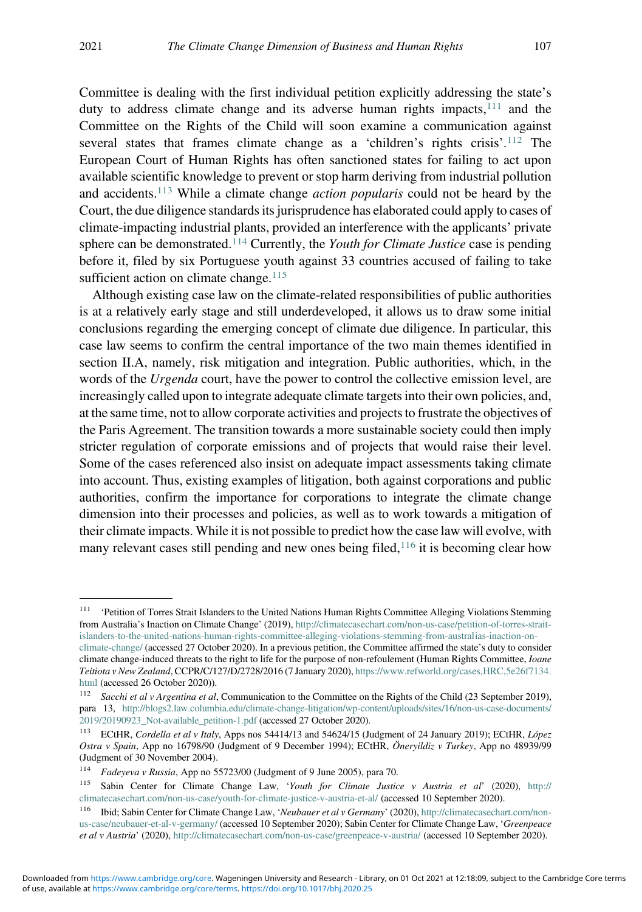Committee is dealing with the first individual petition explicitly addressing the state's duty to address climate change and its adverse human rights impacts,[111] and the Committee on the Rights of the Child will soon examine a communication against several states that frames climate change as a 'children's rights crisis'.[112] The European Court of Human Rights has often sanctioned states for failing to act upon available scientific knowledge to prevent or stop harm deriving from industrial pollution and accidents.[113] While a climate change *action popularis* could not be heard by the Court, the due diligence standards its jurisprudence has elaborated could apply to cases of climate-impacting industrial plants, provided an interference with the applicants' private sphere can be demonstrated.[114] Currently, the *Youth for Climate Justice* case is pending before it, filed by six Portuguese youth against 33 countries accused of failing to take sufficient action on climate change.[115]

Although existing case law on the climate-related responsibilities of public authorities is at a relatively early stage and still underdeveloped, it allows us to draw some initial conclusions regarding the emerging concept of climate due diligence. In particular, this case law seems to confirm the central importance of the two main themes identified in section II.A, namely, risk mitigation and integration. Public authorities, which, in the words of the *Urgenda* court, have the power to control the collective emission level, are increasingly called upon to integrate adequate climate targets into their own policies, and, at the same time, not to allow corporate activities and projects to frustrate the objectives of the Paris Agreement. The transition towards a more sustainable society could then imply stricter regulation of corporate emissions and of projects that would raise their level. Some of the cases referenced also insist on adequate impact assessments taking climate into account. Thus, existing examples of litigation, both against corporations and public authorities, confirm the importance for corporations to integrate the climate change dimension into their processes and policies, as well as to work towards a mitigation of their climate impacts. While it is not possible to predict how the case law will evolve, with many relevant cases still pending and new ones being filed,[116] it is becoming clear how

---

[111] 'Petition of Torres Strait Islanders to the United Nations Human Rights Committee Alleging Violations Stemming from Australia's Inaction on Climate Change' (2019), http://climatecasechart.com/non-us-case/petition-of-torres-strait-islanders-to-the-united-nations-human-rights-committee-alleging-violations-stemming-from-australias-inaction-on-climate-change/ (accessed 27 October 2020). In a previous petition, the Committee affirmed the state's duty to consider climate change-induced threats to the right to life for the purpose of non-refoulement (Human Rights Committee, *Ioane Teitiota v New Zealand*, CCPR/C/127/D/2728/2016 (7 January 2020), https://www.refworld.org/cases,HRC,5e26f7134.html (accessed 26 October 2020)).

[112] *Sacchi et al v Argentina et al*, Communication to the Committee on the Rights of the Child (23 September 2019), para 13, http://blogs2.law.columbia.edu/climate-change-litigation/wp-content/uploads/sites/16/non-us-case-documents/2019/20190923_Not-available_petition-1.pdf (accessed 27 October 2020).

[113] ECtHR, *Cordella et al v Italy*, Apps nos 54414/13 and 54624/15 (Judgment of 24 January 2019); ECtHR, *López Ostra v Spain*, App no 16798/90 (Judgment of 9 December 1994); ECtHR, *Öneryildiz v Turkey*, App no 48939/99 (Judgment of 30 November 2004).

[114] *Fadeyeva v Russia*, App no 55723/00 (Judgment of 9 June 2005), para 70.

[115] Sabin Center for Climate Change Law, '*Youth for Climate Justice v Austria et al*' (2020), http://climatecasechart.com/non-us-case/youth-for-climate-justice-v-austria-et-al/ (accessed 10 September 2020).

[116] Ibid; Sabin Center for Climate Change Law, '*Neubauer et al v Germany*' (2020), http://climatecasechart.com/non-us-case/neubauer-et-al-v-germany/ (accessed 10 September 2020); Sabin Center for Climate Change Law, '*Greenpeace et al v Austria*' (2020), http://climatecasechart.com/non-us-case/greenpeace-v-austria/ (accessed 10 September 2020).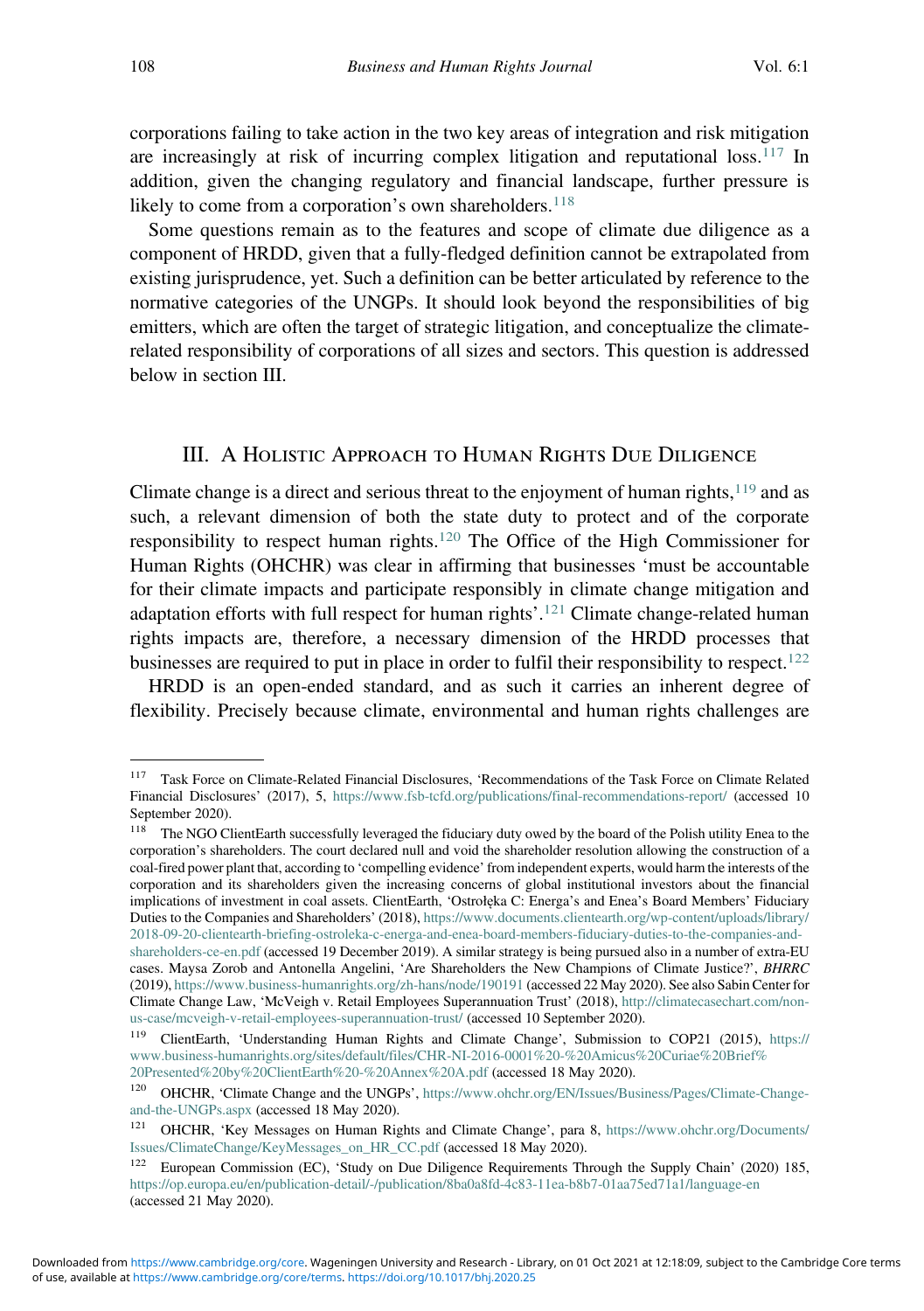corporations failing to take action in the two key areas of integration and risk mitigation are increasingly at risk of incurring complex litigation and reputational loss.[117] In addition, given the changing regulatory and financial landscape, further pressure is likely to come from a corporation's own shareholders.[118]

Some questions remain as to the features and scope of climate due diligence as a component of HRDD, given that a fully-fledged definition cannot be extrapolated from existing jurisprudence, yet. Such a definition can be better articulated by reference to the normative categories of the UNGPs. It should look beyond the responsibilities of big emitters, which are often the target of strategic litigation, and conceptualize the climate-related responsibility of corporations of all sizes and sectors. This question is addressed below in section III.

## III. A Holistic Approach to Human Rights Due Diligence

Climate change is a direct and serious threat to the enjoyment of human rights,[119] and as such, a relevant dimension of both the state duty to protect and of the corporate responsibility to respect human rights.[120] The Office of the High Commissioner for Human Rights (OHCHR) was clear in affirming that businesses 'must be accountable for their climate impacts and participate responsibly in climate change mitigation and adaptation efforts with full respect for human rights'.[121] Climate change-related human rights impacts are, therefore, a necessary dimension of the HRDD processes that businesses are required to put in place in order to fulfil their responsibility to respect.[122]

HRDD is an open-ended standard, and as such it carries an inherent degree of flexibility. Precisely because climate, environmental and human rights challenges are

---

[117] Task Force on Climate-Related Financial Disclosures, 'Recommendations of the Task Force on Climate Related Financial Disclosures' (2017), 5, https://www.fsb-tcfd.org/publications/final-recommendations-report/ (accessed 10 September 2020).

[118] The NGO ClientEarth successfully leveraged the fiduciary duty owed by the board of the Polish utility Enea to the corporation's shareholders. The court declared null and void the shareholder resolution allowing the construction of a coal-fired power plant that, according to 'compelling evidence' from independent experts, would harm the interests of the corporation and its shareholders given the increasing concerns of global institutional investors about the financial implications of investment in coal assets. ClientEarth, 'Ostrołęka C: Energa's and Enea's Board Members' Fiduciary Duties to the Companies and Shareholders' (2018), https://www.documents.clientearth.org/wp-content/uploads/library/2018-09-20-clientearth-briefing-ostroleka-c-energa-and-enea-board-members-fiduciary-duties-to-the-companies-and-shareholders-ce-en.pdf (accessed 19 December 2019). A similar strategy is being pursued also in a number of extra-EU cases. Maysa Zorob and Antonella Angelini, 'Are Shareholders the New Champions of Climate Justice?', *BHRRC* (2019), https://www.business-humanrights.org/zh-hans/node/190191 (accessed 22 May 2020). See also Sabin Center for Climate Change Law, 'McVeigh v. Retail Employees Superannuation Trust' (2018), http://climatecasechart.com/non-us-case/mcveigh-v-retail-employees-superannuation-trust/ (accessed 10 September 2020).

[119] ClientEarth, 'Understanding Human Rights and Climate Change', Submission to COP21 (2015), https://www.business-humanrights.org/sites/default/files/CHR-NI-2016-0001%20-%20Amicus%20Curiae%20Brief%20Presented%20by%20ClientEarth%20-%20Annex%20A.pdf (accessed 18 May 2020).

[120] OHCHR, 'Climate Change and the UNGPs', https://www.ohchr.org/EN/Issues/Business/Pages/Climate-Change-and-the-UNGPs.aspx (accessed 18 May 2020).

[121] OHCHR, 'Key Messages on Human Rights and Climate Change', para 8, https://www.ohchr.org/Documents/Issues/ClimateChange/KeyMessages_on_HR_CC.pdf (accessed 18 May 2020).

[122] European Commission (EC), 'Study on Due Diligence Requirements Through the Supply Chain' (2020) 185, https://op.europa.eu/en/publication-detail/-/publication/8ba0a8fd-4c83-11ea-b8b7-01aa75ed71a1/language-en (accessed 21 May 2020).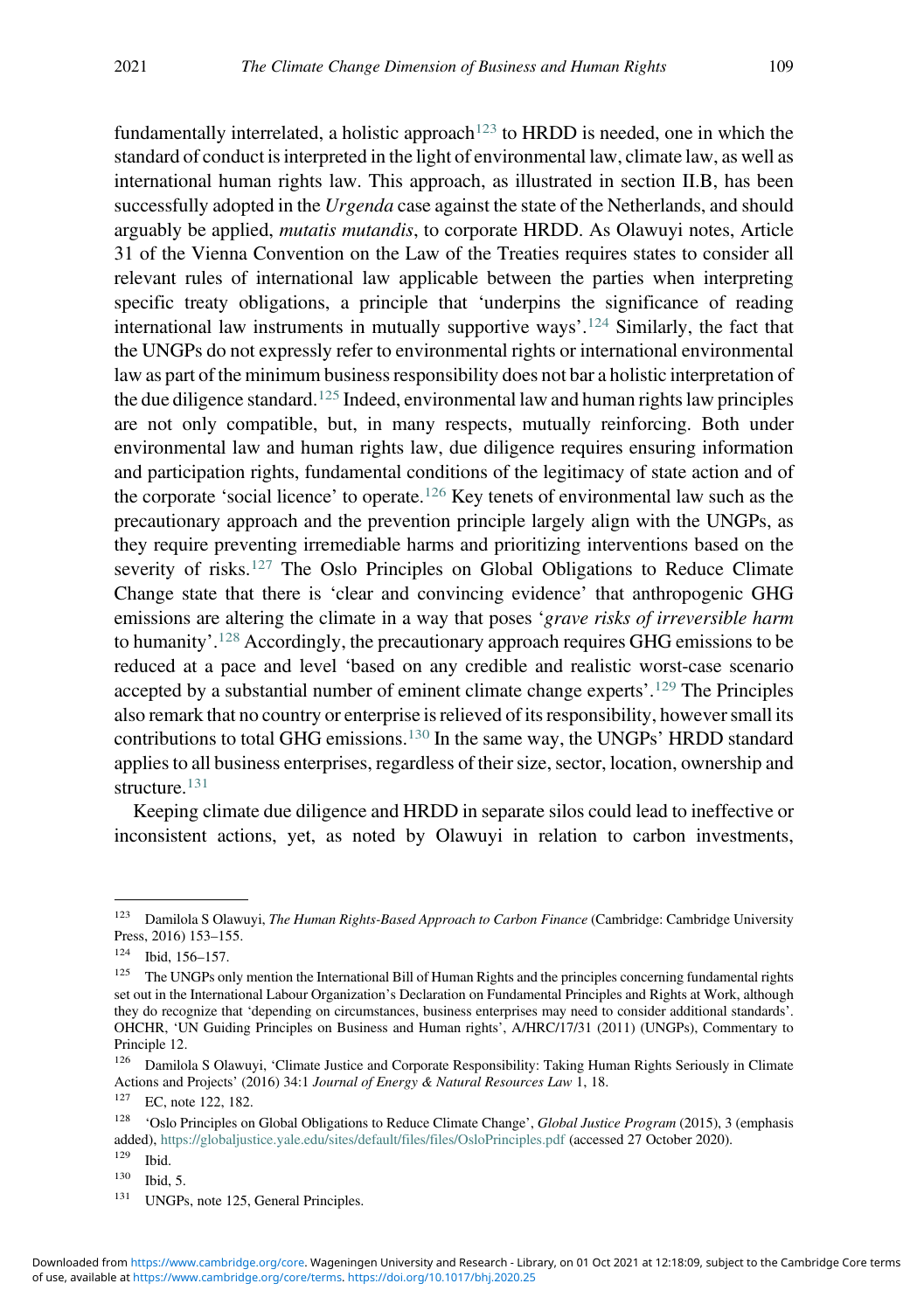fundamentally interrelated, a holistic approach[123] to HRDD is needed, one in which the standard of conduct is interpreted in the light of environmental law, climate law, as well as international human rights law. This approach, as illustrated in section II.B, has been successfully adopted in the *Urgenda* case against the state of the Netherlands, and should arguably be applied, *mutatis mutandis*, to corporate HRDD. As Olawuyi notes, Article 31 of the Vienna Convention on the Law of the Treaties requires states to consider all relevant rules of international law applicable between the parties when interpreting specific treaty obligations, a principle that 'underpins the significance of reading international law instruments in mutually supportive ways'.[124] Similarly, the fact that the UNGPs do not expressly refer to environmental rights or international environmental law as part of the minimum business responsibility does not bar a holistic interpretation of the due diligence standard.[125] Indeed, environmental law and human rights law principles are not only compatible, but, in many respects, mutually reinforcing. Both under environmental law and human rights law, due diligence requires ensuring information and participation rights, fundamental conditions of the legitimacy of state action and of the corporate 'social licence' to operate.[126] Key tenets of environmental law such as the precautionary approach and the prevention principle largely align with the UNGPs, as they require preventing irremediable harms and prioritizing interventions based on the severity of risks.[127] The Oslo Principles on Global Obligations to Reduce Climate Change state that there is 'clear and convincing evidence' that anthropogenic GHG emissions are altering the climate in a way that poses '*grave risks of irreversible harm* to humanity'.[128] Accordingly, the precautionary approach requires GHG emissions to be reduced at a pace and level 'based on any credible and realistic worst-case scenario accepted by a substantial number of eminent climate change experts'.[129] The Principles also remark that no country or enterprise is relieved of its responsibility, however small its contributions to total GHG emissions.[130] In the same way, the UNGPs' HRDD standard applies to all business enterprises, regardless of their size, sector, location, ownership and structure.[131]

Keeping climate due diligence and HRDD in separate silos could lead to ineffective or inconsistent actions, yet, as noted by Olawuyi in relation to carbon investments,

---

[123] Damilola S Olawuyi, *The Human Rights-Based Approach to Carbon Finance* (Cambridge: Cambridge University Press, 2016) 153–155.

[124] Ibid, 156–157.

[125] The UNGPs only mention the International Bill of Human Rights and the principles concerning fundamental rights set out in the International Labour Organization's Declaration on Fundamental Principles and Rights at Work, although they do recognize that 'depending on circumstances, business enterprises may need to consider additional standards'. OHCHR, 'UN Guiding Principles on Business and Human rights', A/HRC/17/31 (2011) (UNGPs), Commentary to Principle 12.

[126] Damilola S Olawuyi, 'Climate Justice and Corporate Responsibility: Taking Human Rights Seriously in Climate Actions and Projects' (2016) 34:1 *Journal of Energy & Natural Resources Law* 1, 18.

[127] EC, note 122, 182.

[128] 'Oslo Principles on Global Obligations to Reduce Climate Change', *Global Justice Program* (2015), 3 (emphasis added), https://globaljustice.yale.edu/sites/default/files/files/OsloPrinciples.pdf (accessed 27 October 2020).

[129] Ibid.

[130] Ibid, 5.

[131] UNGPs, note 125, General Principles.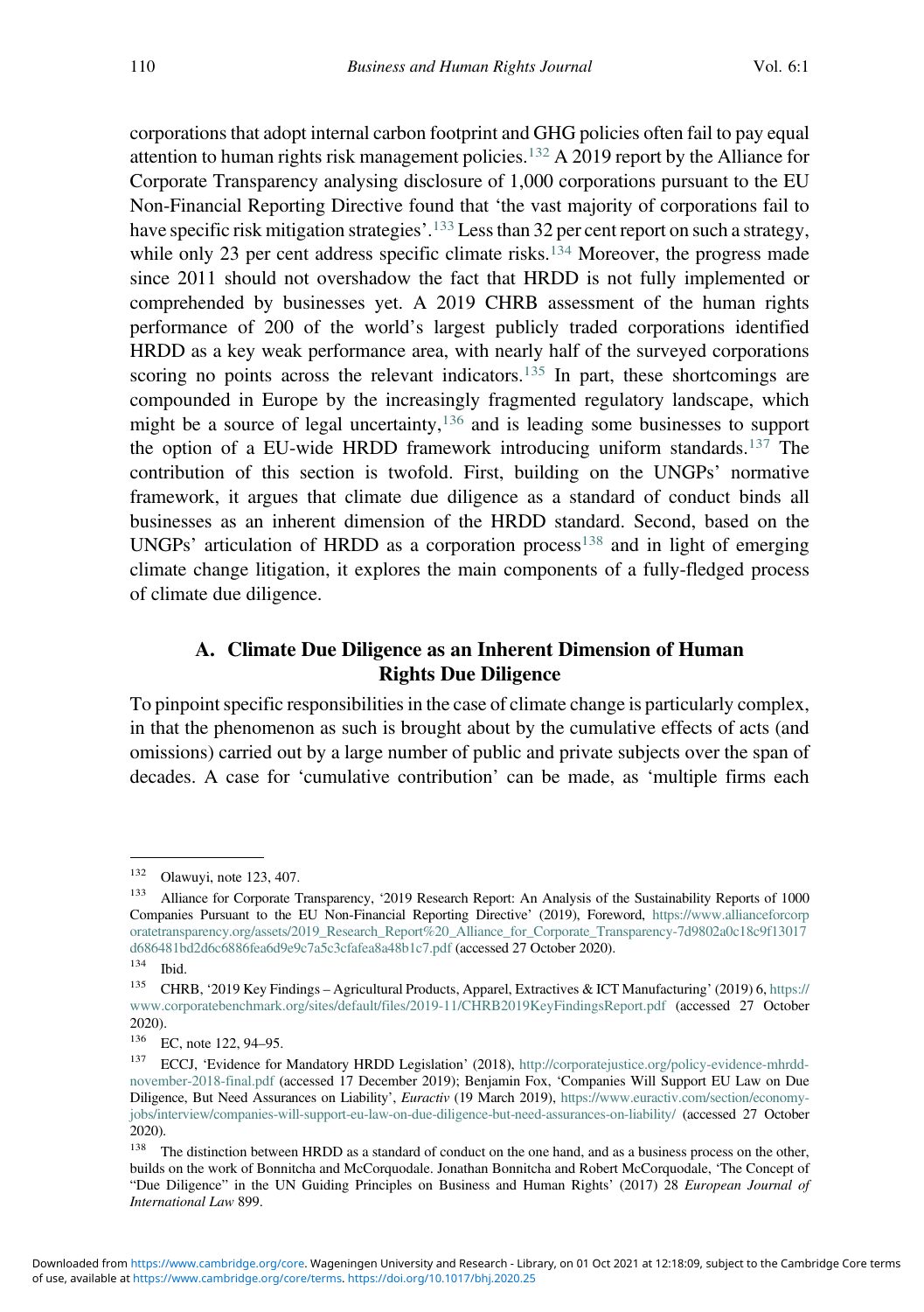corporations that adopt internal carbon footprint and GHG policies often fail to pay equal attention to human rights risk management policies.[132] A 2019 report by the Alliance for Corporate Transparency analysing disclosure of 1,000 corporations pursuant to the EU Non-Financial Reporting Directive found that 'the vast majority of corporations fail to have specific risk mitigation strategies'.[133] Less than 32 per cent report on such a strategy, while only 23 per cent address specific climate risks.[134] Moreover, the progress made since 2011 should not overshadow the fact that HRDD is not fully implemented or comprehended by businesses yet. A 2019 CHRB assessment of the human rights performance of 200 of the world's largest publicly traded corporations identified HRDD as a key weak performance area, with nearly half of the surveyed corporations scoring no points across the relevant indicators.[135] In part, these shortcomings are compounded in Europe by the increasingly fragmented regulatory landscape, which might be a source of legal uncertainty,[136] and is leading some businesses to support the option of a EU-wide HRDD framework introducing uniform standards.[137] The contribution of this section is twofold. First, building on the UNGPs' normative framework, it argues that climate due diligence as a standard of conduct binds all businesses as an inherent dimension of the HRDD standard. Second, based on the UNGPs' articulation of HRDD as a corporation process[138] and in light of emerging climate change litigation, it explores the main components of a fully-fledged process of climate due diligence.

### A. Climate Due Diligence as an Inherent Dimension of Human Rights Due Diligence

To pinpoint specific responsibilities in the case of climate change is particularly complex, in that the phenomenon as such is brought about by the cumulative effects of acts (and omissions) carried out by a large number of public and private subjects over the span of decades. A case for 'cumulative contribution' can be made, as 'multiple firms each

---

[132] Olawuyi, note 123, 407.

[133] Alliance for Corporate Transparency, '2019 Research Report: An Analysis of the Sustainability Reports of 1000 Companies Pursuant to the EU Non-Financial Reporting Directive' (2019), Foreword, https://www.allianceforcorporatetransparency.org/assets/2019_Research_Report%20_Alliance_for_Corporate_Transparency-7d9802a0c18c9f13017d686481bd2d6c6886fea6d9e9c7a5c3cfafea8a48b1c7.pdf (accessed 27 October 2020).

[134] Ibid.

[135] CHRB, '2019 Key Findings – Agricultural Products, Apparel, Extractives & ICT Manufacturing' (2019) 6, https://www.corporatebenchmark.org/sites/default/files/2019-11/CHRB2019KeyFindingsReport.pdf (accessed 27 October 2020).

[136] EC, note 122, 94–95.

[137] ECCJ, 'Evidence for Mandatory HRDD Legislation' (2018), http://corporatejustice.org/policy-evidence-mhrdd-november-2018-final.pdf (accessed 17 December 2019); Benjamin Fox, 'Companies Will Support EU Law on Due Diligence, But Need Assurances on Liability', *Euractiv* (19 March 2019), https://www.euractiv.com/section/economy-jobs/interview/companies-will-support-eu-law-on-due-diligence-but-need-assurances-on-liability/ (accessed 27 October 2020).

[138] The distinction between HRDD as a standard of conduct on the one hand, and as a business process on the other, builds on the work of Bonnitcha and McCorquodale. Jonathan Bonnitcha and Robert McCorquodale, 'The Concept of "Due Diligence" in the UN Guiding Principles on Business and Human Rights' (2017) 28 *European Journal of International Law* 899.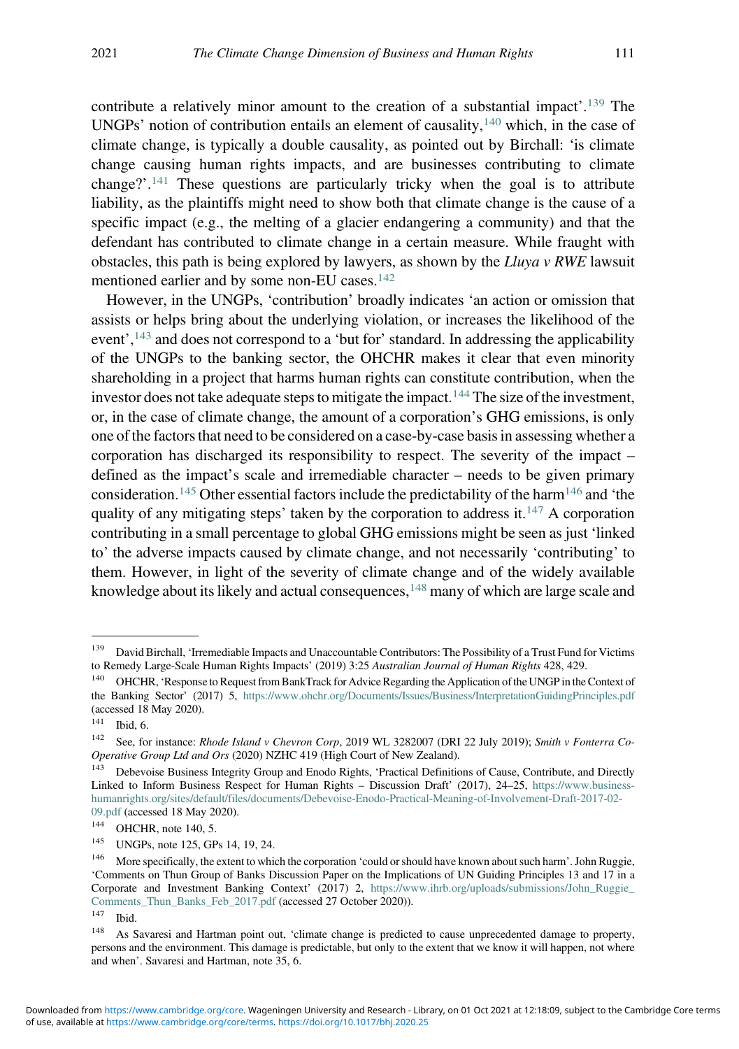contribute a relatively minor amount to the creation of a substantial impact'.[139] The UNGPs' notion of contribution entails an element of causality,[140] which, in the case of climate change, is typically a double causality, as pointed out by Birchall: 'is climate change causing human rights impacts, and are businesses contributing to climate change?'.[141] These questions are particularly tricky when the goal is to attribute liability, as the plaintiffs might need to show both that climate change is the cause of a specific impact (e.g., the melting of a glacier endangering a community) and that the defendant has contributed to climate change in a certain measure. While fraught with obstacles, this path is being explored by lawyers, as shown by the *Lluya v RWE* lawsuit mentioned earlier and by some non-EU cases.[142]

However, in the UNGPs, 'contribution' broadly indicates 'an action or omission that assists or helps bring about the underlying violation, or increases the likelihood of the event',[143] and does not correspond to a 'but for' standard. In addressing the applicability of the UNGPs to the banking sector, the OHCHR makes it clear that even minority shareholding in a project that harms human rights can constitute contribution, when the investor does not take adequate steps to mitigate the impact.[144] The size of the investment, or, in the case of climate change, the amount of a corporation's GHG emissions, is only one of the factors that need to be considered on a case-by-case basis in assessing whether a corporation has discharged its responsibility to respect. The severity of the impact – defined as the impact's scale and irremediable character – needs to be given primary consideration.[145] Other essential factors include the predictability of the harm[146] and 'the quality of any mitigating steps' taken by the corporation to address it.[147] A corporation contributing in a small percentage to global GHG emissions might be seen as just 'linked to' the adverse impacts caused by climate change, and not necessarily 'contributing' to them. However, in light of the severity of climate change and of the widely available knowledge about its likely and actual consequences,[148] many of which are large scale and

---

[139] David Birchall, 'Irremediable Impacts and Unaccountable Contributors: The Possibility of a Trust Fund for Victims to Remedy Large-Scale Human Rights Impacts' (2019) 3:25 *Australian Journal of Human Rights* 428, 429.

[140] OHCHR, 'Response to Request from BankTrack for Advice Regarding the Application of the UNGP in the Context of the Banking Sector' (2017) 5, https://www.ohchr.org/Documents/Issues/Business/InterpretationGuidingPrinciples.pdf (accessed 18 May 2020).

[141] Ibid, 6.

[142] See, for instance: *Rhode Island v Chevron Corp*, 2019 WL 3282007 (DRI 22 July 2019); *Smith v Fonterra Co-Operative Group Ltd and Ors* (2020) NZHC 419 (High Court of New Zealand).

[143] Debevoise Business Integrity Group and Enodo Rights, 'Practical Definitions of Cause, Contribute, and Directly Linked to Inform Business Respect for Human Rights – Discussion Draft' (2017), 24–25, https://www.business-humanrights.org/sites/default/files/documents/Debevoise-Enodo-Practical-Meaning-of-Involvement-Draft-2017-02-09.pdf (accessed 18 May 2020).

[144] OHCHR, note 140, 5.

[145] UNGPs, note 125, GPs 14, 19, 24.

[146] More specifically, the extent to which the corporation 'could or should have known about such harm'. John Ruggie, 'Comments on Thun Group of Banks Discussion Paper on the Implications of UN Guiding Principles 13 and 17 in a Corporate and Investment Banking Context' (2017) 2, https://www.ihrb.org/uploads/submissions/John_Ruggie_Comments_Thun_Banks_Feb_2017.pdf (accessed 27 October 2020)).

[147] Ibid.

[148] As Savaresi and Hartman point out, 'climate change is predicted to cause unprecedented damage to property, persons and the environment. This damage is predictable, but only to the extent that we know it will happen, not where and when'. Savaresi and Hartman, note 35, 6.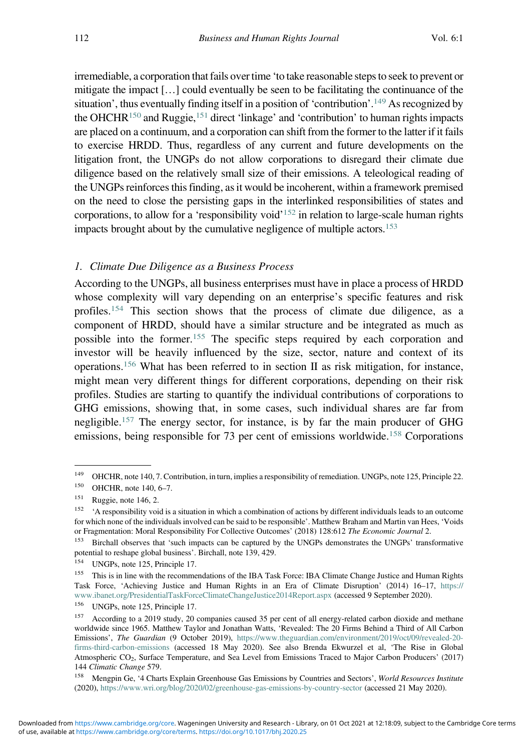irremediable, a corporation that fails over time 'to take reasonable steps to seek to prevent or mitigate the impact […] could eventually be seen to be facilitating the continuance of the situation', thus eventually finding itself in a position of 'contribution'.[149] As recognized by the OHCHR[150] and Ruggie,[151] direct 'linkage' and 'contribution' to human rights impacts are placed on a continuum, and a corporation can shift from the former to the latter if it fails to exercise HRDD. Thus, regardless of any current and future developments on the litigation front, the UNGPs do not allow corporations to disregard their climate due diligence based on the relatively small size of their emissions. A teleological reading of the UNGPs reinforces this finding, as it would be incoherent, within a framework premised on the need to close the persisting gaps in the interlinked responsibilities of states and corporations, to allow for a 'responsibility void'[152] in relation to large-scale human rights impacts brought about by the cumulative negligence of multiple actors.[153]

### *1. Climate Due Diligence as a Business Process*

According to the UNGPs, all business enterprises must have in place a process of HRDD whose complexity will vary depending on an enterprise's specific features and risk profiles.[154] This section shows that the process of climate due diligence, as a component of HRDD, should have a similar structure and be integrated as much as possible into the former.[155] The specific steps required by each corporation and investor will be heavily influenced by the size, sector, nature and context of its operations.[156] What has been referred to in section II as risk mitigation, for instance, might mean very different things for different corporations, depending on their risk profiles. Studies are starting to quantify the individual contributions of corporations to GHG emissions, showing that, in some cases, such individual shares are far from negligible.[157] The energy sector, for instance, is by far the main producer of GHG emissions, being responsible for 73 per cent of emissions worldwide.[158] Corporations

---

[149] OHCHR, note 140, 7. Contribution, in turn, implies a responsibility of remediation. UNGPs, note 125, Principle 22.

[150] OHCHR, note 140, 6–7.

[151] Ruggie, note 146, 2.

[152] 'A responsibility void is a situation in which a combination of actions by different individuals leads to an outcome for which none of the individuals involved can be said to be responsible'. Matthew Braham and Martin van Hees, 'Voids or Fragmentation: Moral Responsibility For Collective Outcomes' (2018) 128:612 *The Economic Journal* 2.

[153] Birchall observes that 'such impacts can be captured by the UNGPs demonstrates the UNGPs' transformative potential to reshape global business'. Birchall, note 139, 429.

[154] UNGPs, note 125, Principle 17.

[155] This is in line with the recommendations of the IBA Task Force: IBA Climate Change Justice and Human Rights Task Force, 'Achieving Justice and Human Rights in an Era of Climate Disruption' (2014) 16–17, https://www.ibanet.org/PresidentialTaskForceClimateChangeJustice2014Report.aspx (accessed 9 September 2020).

[156] UNGPs, note 125, Principle 17.

[157] According to a 2019 study, 20 companies caused 35 per cent of all energy-related carbon dioxide and methane worldwide since 1965. Matthew Taylor and Jonathan Watts, 'Revealed: The 20 Firms Behind a Third of All Carbon Emissions', *The Guardian* (9 October 2019), https://www.theguardian.com/environment/2019/oct/09/revealed-20-firms-third-carbon-emissions (accessed 18 May 2020). See also Brenda Ekwurzel et al, 'The Rise in Global Atmospheric $CO_2$, Surface Temperature, and Sea Level from Emissions Traced to Major Carbon Producers' (2017) 144 *Climatic Change* 579.

[158] Mengpin Ge, '4 Charts Explain Greenhouse Gas Emissions by Countries and Sectors', *World Resources Institute* (2020), https://www.wri.org/blog/2020/02/greenhouse-gas-emissions-by-country-sector (accessed 21 May 2020).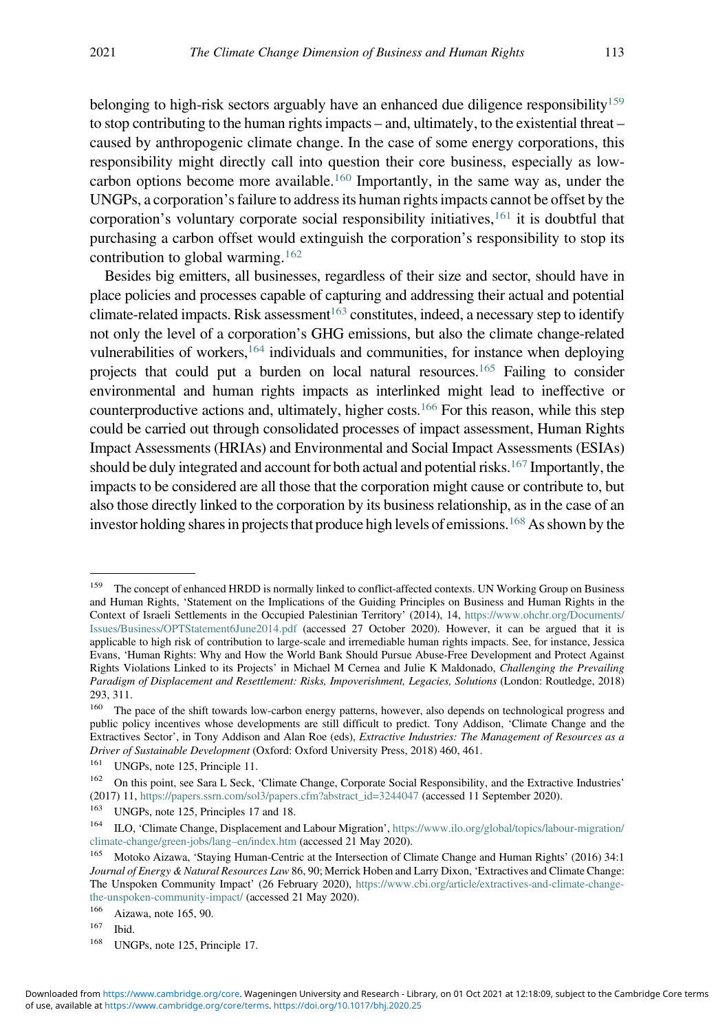belonging to high-risk sectors arguably have an enhanced due diligence responsibility[159] to stop contributing to the human rights impacts – and, ultimately, to the existential threat – caused by anthropogenic climate change. In the case of some energy corporations, this responsibility might directly call into question their core business, especially as low-carbon options become more available.[160] Importantly, in the same way as, under the UNGPs, a corporation's failure to address its human rights impacts cannot be offset by the corporation's voluntary corporate social responsibility initiatives,[161] it is doubtful that purchasing a carbon offset would extinguish the corporation's responsibility to stop its contribution to global warming.[162]

Besides big emitters, all businesses, regardless of their size and sector, should have in place policies and processes capable of capturing and addressing their actual and potential climate-related impacts. Risk assessment[163] constitutes, indeed, a necessary step to identify not only the level of a corporation's GHG emissions, but also the climate change-related vulnerabilities of workers,[164] individuals and communities, for instance when deploying projects that could put a burden on local natural resources.[165] Failing to consider environmental and human rights impacts as interlinked might lead to ineffective or counterproductive actions and, ultimately, higher costs.[166] For this reason, while this step could be carried out through consolidated processes of impact assessment, Human Rights Impact Assessments (HRIAs) and Environmental and Social Impact Assessments (ESIAs) should be duly integrated and account for both actual and potential risks.[167] Importantly, the impacts to be considered are all those that the corporation might cause or contribute to, but also those directly linked to the corporation by its business relationship, as in the case of an investor holding shares in projects that produce high levels of emissions.[168] As shown by the

---

[159] The concept of enhanced HRDD is normally linked to conflict-affected contexts. UN Working Group on Business and Human Rights, 'Statement on the Implications of the Guiding Principles on Business and Human Rights in the Context of Israeli Settlements in the Occupied Palestinian Territory' (2014), 14, https://www.ohchr.org/Documents/Issues/Business/OPTStatement6June2014.pdf (accessed 27 October 2020). However, it can be argued that it is applicable to high risk of contribution to large-scale and irremediable human rights impacts. See, for instance, Jessica Evans, 'Human Rights: Why and How the World Bank Should Pursue Abuse-Free Development and Protect Against Rights Violations Linked to its Projects' in Michael M Cernea and Julie K Maldonado, *Challenging the Prevailing Paradigm of Displacement and Resettlement: Risks, Impoverishment, Legacies, Solutions* (London: Routledge, 2018) 293, 311.

[160] The pace of the shift towards low-carbon energy patterns, however, also depends on technological progress and public policy incentives whose developments are still difficult to predict. Tony Addison, 'Climate Change and the Extractives Sector', in Tony Addison and Alan Roe (eds), *Extractive Industries: The Management of Resources as a Driver of Sustainable Development* (Oxford: Oxford University Press, 2018) 460, 461.

[161] UNGPs, note 125, Principle 11.

[162] On this point, see Sara L Seck, 'Climate Change, Corporate Social Responsibility, and the Extractive Industries' (2017) 11, https://papers.ssrn.com/sol3/papers.cfm?abstract_id=3244047 (accessed 11 September 2020).

[163] UNGPs, note 125, Principles 17 and 18.

[164] ILO, 'Climate Change, Displacement and Labour Migration', https://www.ilo.org/global/topics/labour-migration/climate-change/green-jobs/lang–en/index.htm (accessed 21 May 2020).

[165] Motoko Aizawa, 'Staying Human-Centric at the Intersection of Climate Change and Human Rights' (2016) 34:1 *Journal of Energy & Natural Resources Law* 86, 90; Merrick Hoben and Larry Dixon, 'Extractives and Climate Change: The Unspoken Community Impact' (26 February 2020), https://www.cbi.org/article/extractives-and-climate-change-the-unspoken-community-impact/ (accessed 21 May 2020).

[166] Aizawa, note 165, 90.

[167] Ibid.

[168] UNGPs, note 125, Principle 17.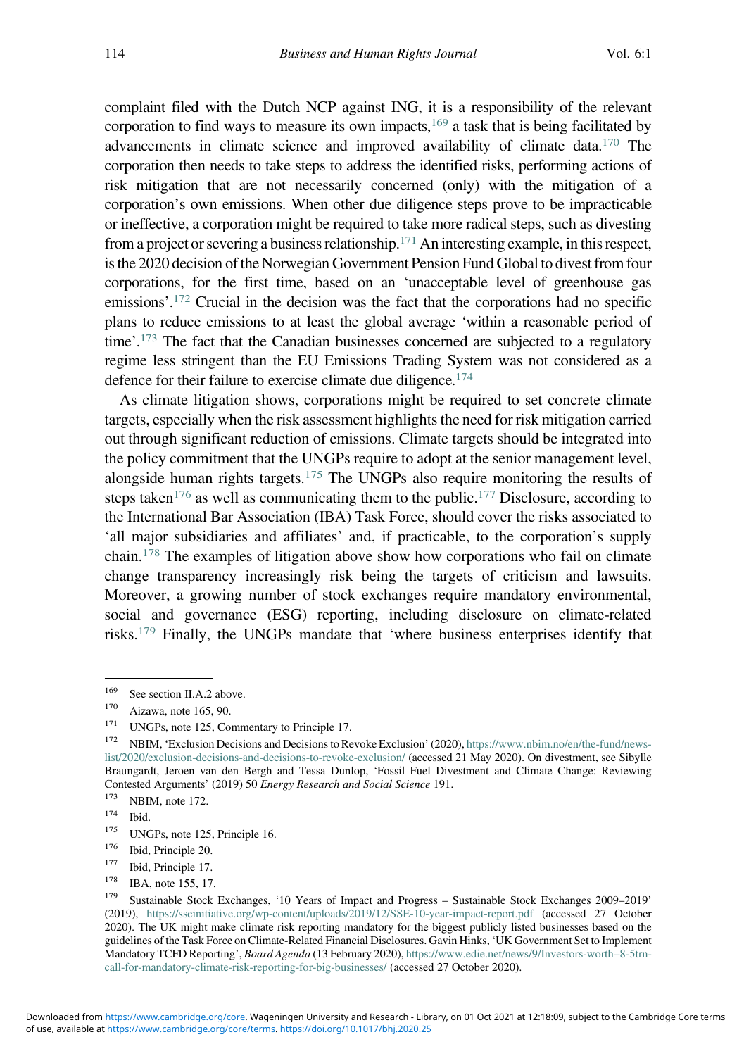complaint filed with the Dutch NCP against ING, it is a responsibility of the relevant corporation to find ways to measure its own impacts,[169] a task that is being facilitated by advancements in climate science and improved availability of climate data.[170] The corporation then needs to take steps to address the identified risks, performing actions of risk mitigation that are not necessarily concerned (only) with the mitigation of a corporation's own emissions. When other due diligence steps prove to be impracticable or ineffective, a corporation might be required to take more radical steps, such as divesting from a project or severing a business relationship.[171] An interesting example, in this respect, is the 2020 decision of the Norwegian Government Pension Fund Global to divest from four corporations, for the first time, based on an 'unacceptable level of greenhouse gas emissions'.[172] Crucial in the decision was the fact that the corporations had no specific plans to reduce emissions to at least the global average 'within a reasonable period of time'.[173] The fact that the Canadian businesses concerned are subjected to a regulatory regime less stringent than the EU Emissions Trading System was not considered as a defence for their failure to exercise climate due diligence.[174]

As climate litigation shows, corporations might be required to set concrete climate targets, especially when the risk assessment highlights the need for risk mitigation carried out through significant reduction of emissions. Climate targets should be integrated into the policy commitment that the UNGPs require to adopt at the senior management level, alongside human rights targets.[175] The UNGPs also require monitoring the results of steps taken[176] as well as communicating them to the public.[177] Disclosure, according to the International Bar Association (IBA) Task Force, should cover the risks associated to 'all major subsidiaries and affiliates' and, if practicable, to the corporation's supply chain.[178] The examples of litigation above show how corporations who fail on climate change transparency increasingly risk being the targets of criticism and lawsuits. Moreover, a growing number of stock exchanges require mandatory environmental, social and governance (ESG) reporting, including disclosure on climate-related risks.[179] Finally, the UNGPs mandate that 'where business enterprises identify that

---

[169] See section II.A.2 above.

[170] Aizawa, note 165, 90.

[171] UNGPs, note 125, Commentary to Principle 17.

[172] NBIM, 'Exclusion Decisions and Decisions to Revoke Exclusion' (2020), https://www.nbim.no/en/the-fund/news-list/2020/exclusion-decisions-and-decisions-to-revoke-exclusion/ (accessed 21 May 2020). On divestment, see Sibylle Braungardt, Jeroen van den Bergh and Tessa Dunlop, 'Fossil Fuel Divestment and Climate Change: Reviewing Contested Arguments' (2019) 50 *Energy Research and Social Science* 191.

[173] NBIM, note 172.

[174] Ibid.

[175] UNGPs, note 125, Principle 16.

[176] Ibid, Principle 20.

[177] Ibid, Principle 17.

[178] IBA, note 155, 17.

[179] Sustainable Stock Exchanges, '10 Years of Impact and Progress – Sustainable Stock Exchanges 2009–2019' (2019), https://sseinitiative.org/wp-content/uploads/2019/12/SSE-10-year-impact-report.pdf (accessed 27 October 2020). The UK might make climate risk reporting mandatory for the biggest publicly listed businesses based on the guidelines of the Task Force on Climate-Related Financial Disclosures. Gavin Hinks, 'UK Government Set to Implement Mandatory TCFD Reporting', *Board Agenda* (13 February 2020), https://www.edie.net/news/9/Investors-worth–8-5trn-call-for-mandatory-climate-risk-reporting-for-big-businesses/ (accessed 27 October 2020).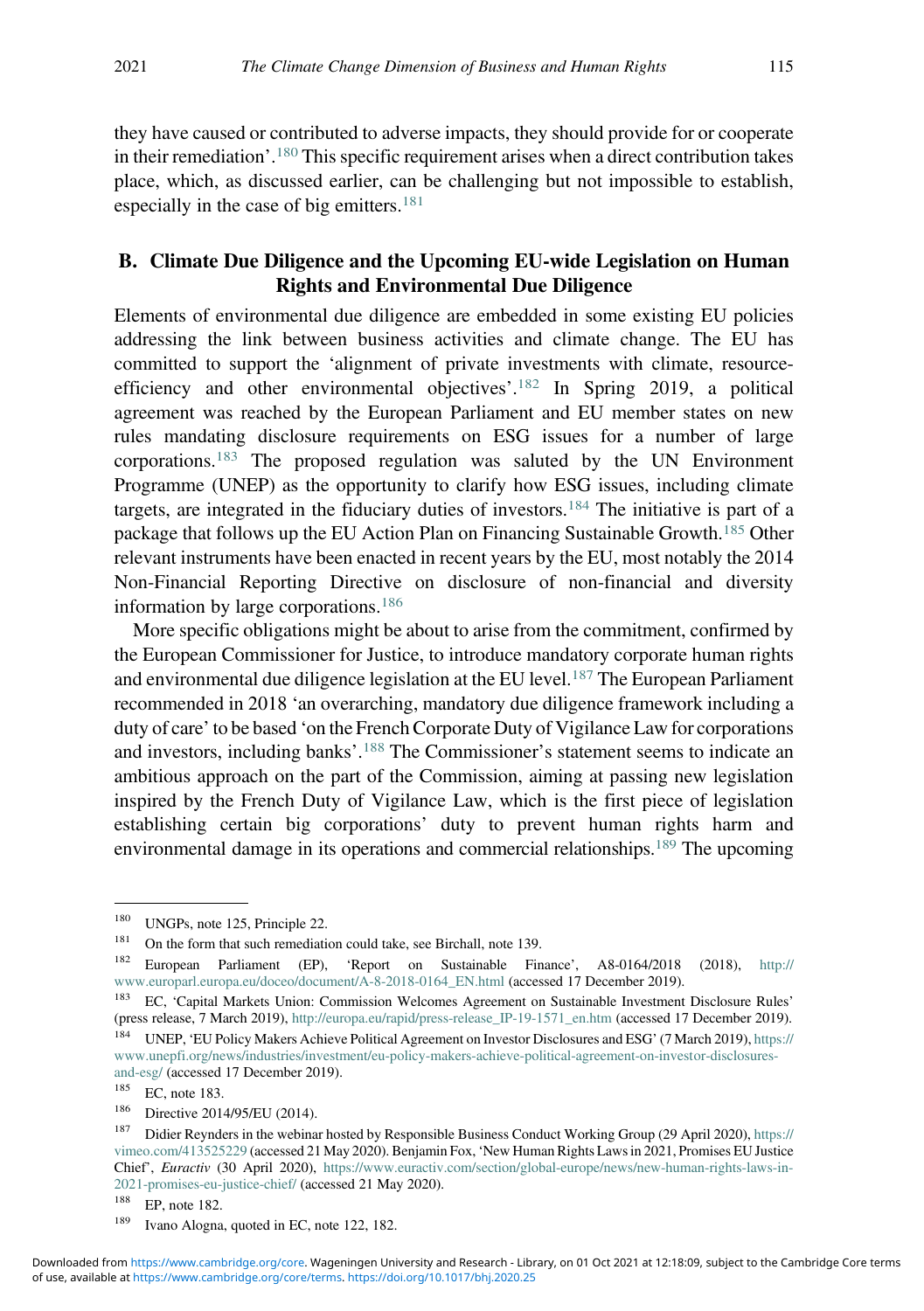they have caused or contributed to adverse impacts, they should provide for or cooperate in their remediation'.[180] This specific requirement arises when a direct contribution takes place, which, as discussed earlier, can be challenging but not impossible to establish, especially in the case of big emitters.[181]

## B. Climate Due Diligence and the Upcoming EU-wide Legislation on Human Rights and Environmental Due Diligence

Elements of environmental due diligence are embedded in some existing EU policies addressing the link between business activities and climate change. The EU has committed to support the 'alignment of private investments with climate, resource-efficiency and other environmental objectives'.[182] In Spring 2019, a political agreement was reached by the European Parliament and EU member states on new rules mandating disclosure requirements on ESG issues for a number of large corporations.[183] The proposed regulation was saluted by the UN Environment Programme (UNEP) as the opportunity to clarify how ESG issues, including climate targets, are integrated in the fiduciary duties of investors.[184] The initiative is part of a package that follows up the EU Action Plan on Financing Sustainable Growth.[185] Other relevant instruments have been enacted in recent years by the EU, most notably the 2014 Non-Financial Reporting Directive on disclosure of non-financial and diversity information by large corporations.[186]

More specific obligations might be about to arise from the commitment, confirmed by the European Commissioner for Justice, to introduce mandatory corporate human rights and environmental due diligence legislation at the EU level.[187] The European Parliament recommended in 2018 'an overarching, mandatory due diligence framework including a duty of care' to be based 'on the French Corporate Duty of Vigilance Law for corporations and investors, including banks'.[188] The Commissioner's statement seems to indicate an ambitious approach on the part of the Commission, aiming at passing new legislation inspired by the French Duty of Vigilance Law, which is the first piece of legislation establishing certain big corporations' duty to prevent human rights harm and environmental damage in its operations and commercial relationships.[189] The upcoming

---

[180] UNGPs, note 125, Principle 22.

[181] On the form that such remediation could take, see Birchall, note 139.

[182] European Parliament (EP), 'Report on Sustainable Finance', A8-0164/2018 (2018), http://www.europarl.europa.eu/doceo/document/A-8-2018-0164_EN.html (accessed 17 December 2019).

[183] EC, 'Capital Markets Union: Commission Welcomes Agreement on Sustainable Investment Disclosure Rules' (press release, 7 March 2019), http://europa.eu/rapid/press-release_IP-19-1571_en.htm (accessed 17 December 2019).

[184] UNEP, 'EU Policy Makers Achieve Political Agreement on Investor Disclosures and ESG' (7 March 2019), https://www.unepfi.org/news/industries/investment/eu-policy-makers-achieve-political-agreement-on-investor-disclosures-and-esg/ (accessed 17 December 2019).

[185] EC, note 183.

[186] Directive 2014/95/EU (2014).

[187] Didier Reynders in the webinar hosted by Responsible Business Conduct Working Group (29 April 2020), https://vimeo.com/413525229 (accessed 21 May 2020). Benjamin Fox, 'New Human Rights Laws in 2021, Promises EU Justice Chief', *Euractiv* (30 April 2020), https://www.euractiv.com/section/global-europe/news/new-human-rights-laws-in-2021-promises-eu-justice-chief/ (accessed 21 May 2020).

[188] EP, note 182.

[189] Ivano Alogna, quoted in EC, note 122, 182.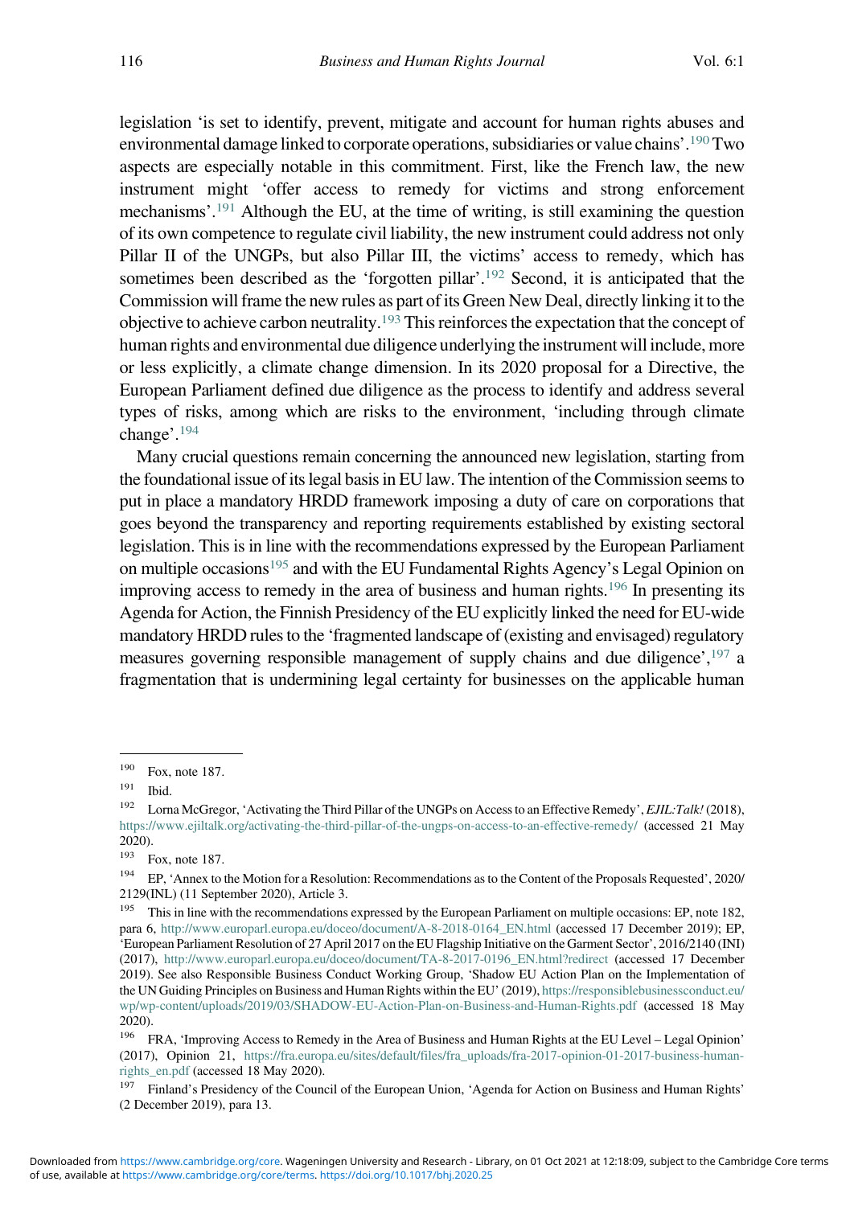legislation 'is set to identify, prevent, mitigate and account for human rights abuses and environmental damage linked to corporate operations, subsidiaries or value chains'.[190] Two aspects are especially notable in this commitment. First, like the French law, the new instrument might 'offer access to remedy for victims and strong enforcement mechanisms'.[191] Although the EU, at the time of writing, is still examining the question of its own competence to regulate civil liability, the new instrument could address not only Pillar II of the UNGPs, but also Pillar III, the victims' access to remedy, which has sometimes been described as the 'forgotten pillar'.[192] Second, it is anticipated that the Commission will frame the new rules as part of its Green New Deal, directly linking it to the objective to achieve carbon neutrality.[193] This reinforces the expectation that the concept of human rights and environmental due diligence underlying the instrument will include, more or less explicitly, a climate change dimension. In its 2020 proposal for a Directive, the European Parliament defined due diligence as the process to identify and address several types of risks, among which are risks to the environment, 'including through climate change'.[194]

Many crucial questions remain concerning the announced new legislation, starting from the foundational issue of its legal basis in EU law. The intention of the Commission seems to put in place a mandatory HRDD framework imposing a duty of care on corporations that goes beyond the transparency and reporting requirements established by existing sectoral legislation. This is in line with the recommendations expressed by the European Parliament on multiple occasions[195] and with the EU Fundamental Rights Agency's Legal Opinion on improving access to remedy in the area of business and human rights.[196] In presenting its Agenda for Action, the Finnish Presidency of the EU explicitly linked the need for EU-wide mandatory HRDD rules to the 'fragmented landscape of (existing and envisaged) regulatory measures governing responsible management of supply chains and due diligence',[197] a fragmentation that is undermining legal certainty for businesses on the applicable human

---

[190] Fox, note 187.

[191] Ibid.

[192] Lorna McGregor, 'Activating the Third Pillar of the UNGPs on Access to an Effective Remedy', *EJIL:Talk!* (2018), https://www.ejiltalk.org/activating-the-third-pillar-of-the-ungps-on-access-to-an-effective-remedy/ (accessed 21 May 2020).

[193] Fox, note 187.

[194] EP, 'Annex to the Motion for a Resolution: Recommendations as to the Content of the Proposals Requested', 2020/2129(INL) (11 September 2020), Article 3.

[195] This in line with the recommendations expressed by the European Parliament on multiple occasions: EP, note 182, para 6, http://www.europarl.europa.eu/doceo/document/A-8-2018-0164_EN.html (accessed 17 December 2019); EP, 'European Parliament Resolution of 27 April 2017 on the EU Flagship Initiative on the Garment Sector', 2016/2140 (INI) (2017), http://www.europarl.europa.eu/doceo/document/TA-8-2017-0196_EN.html?redirect (accessed 17 December 2019). See also Responsible Business Conduct Working Group, 'Shadow EU Action Plan on the Implementation of the UN Guiding Principles on Business and Human Rights within the EU' (2019), https://responsiblebusinessconduct.eu/wp/wp-content/uploads/2019/03/SHADOW-EU-Action-Plan-on-Business-and-Human-Rights.pdf (accessed 18 May 2020).

[196] FRA, 'Improving Access to Remedy in the Area of Business and Human Rights at the EU Level – Legal Opinion' (2017), Opinion 21, https://fra.europa.eu/sites/default/files/fra_uploads/fra-2017-opinion-01-2017-business-human-rights_en.pdf (accessed 18 May 2020).

[197] Finland's Presidency of the Council of the European Union, 'Agenda for Action on Business and Human Rights' (2 December 2019), para 13.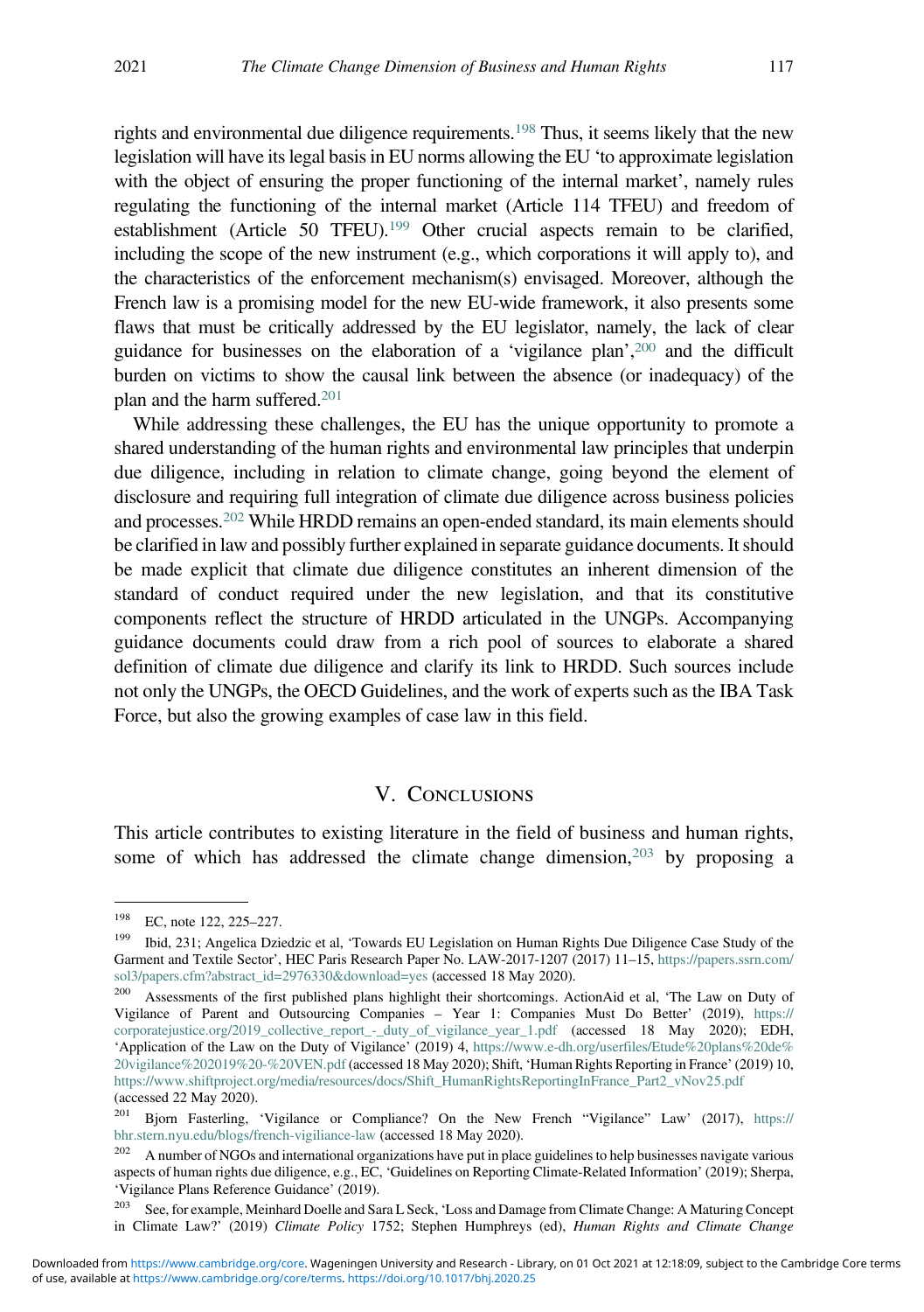rights and environmental due diligence requirements.[198] Thus, it seems likely that the new legislation will have its legal basis in EU norms allowing the EU 'to approximate legislation with the object of ensuring the proper functioning of the internal market', namely rules regulating the functioning of the internal market (Article 114 TFEU) and freedom of establishment (Article 50 TFEU).[199] Other crucial aspects remain to be clarified, including the scope of the new instrument (e.g., which corporations it will apply to), and the characteristics of the enforcement mechanism(s) envisaged. Moreover, although the French law is a promising model for the new EU-wide framework, it also presents some flaws that must be critically addressed by the EU legislator, namely, the lack of clear guidance for businesses on the elaboration of a 'vigilance plan',[200] and the difficult burden on victims to show the causal link between the absence (or inadequacy) of the plan and the harm suffered.[201]

While addressing these challenges, the EU has the unique opportunity to promote a shared understanding of the human rights and environmental law principles that underpin due diligence, including in relation to climate change, going beyond the element of disclosure and requiring full integration of climate due diligence across business policies and processes.[202] While HRDD remains an open-ended standard, its main elements should be clarified in law and possibly further explained in separate guidance documents. It should be made explicit that climate due diligence constitutes an inherent dimension of the standard of conduct required under the new legislation, and that its constitutive components reflect the structure of HRDD articulated in the UNGPs. Accompanying guidance documents could draw from a rich pool of sources to elaborate a shared definition of climate due diligence and clarify its link to HRDD. Such sources include not only the UNGPs, the OECD Guidelines, and the work of experts such as the IBA Task Force, but also the growing examples of case law in this field.

## V. Conclusions

This article contributes to existing literature in the field of business and human rights, some of which has addressed the climate change dimension,[203] by proposing a

---

[198] EC, note 122, 225–227.

[199] Ibid, 231; Angelica Dziedzic et al, 'Towards EU Legislation on Human Rights Due Diligence Case Study of the Garment and Textile Sector', HEC Paris Research Paper No. LAW-2017-1207 (2017) 11–15, https://papers.ssrn.com/sol3/papers.cfm?abstract_id=2976330&download=yes (accessed 18 May 2020).

[200] Assessments of the first published plans highlight their shortcomings. ActionAid et al, 'The Law on Duty of Vigilance of Parent and Outsourcing Companies – Year 1: Companies Must Do Better' (2019), https://corporatejustice.org/2019_collective_report_-_duty_of_vigilance_year_1.pdf (accessed 18 May 2020); EDH, 'Application of the Law on the Duty of Vigilance' (2019) 4, https://www.e-dh.org/userfiles/Etude%20plans%20de%20vigilance%202019%20-%20VEN.pdf (accessed 18 May 2020); Shift, 'Human Rights Reporting in France' (2019) 10, https://www.shiftproject.org/media/resources/docs/Shift_HumanRightsReportingInFrance_Part2_vNov25.pdf (accessed 22 May 2020).

[201] Bjorn Fasterling, 'Vigilance or Compliance? On the New French "Vigilance" Law' (2017), https://bhr.stern.nyu.edu/blogs/french-vigiliance-law (accessed 18 May 2020).

[202] A number of NGOs and international organizations have put in place guidelines to help businesses navigate various aspects of human rights due diligence, e.g., EC, 'Guidelines on Reporting Climate-Related Information' (2019); Sherpa, 'Vigilance Plans Reference Guidance' (2019).

[203] See, for example, Meinhard Doelle and Sara L Seck, 'Loss and Damage from Climate Change: A Maturing Concept in Climate Law?' (2019) *Climate Policy* 1752; Stephen Humphreys (ed), *Human Rights and Climate Change*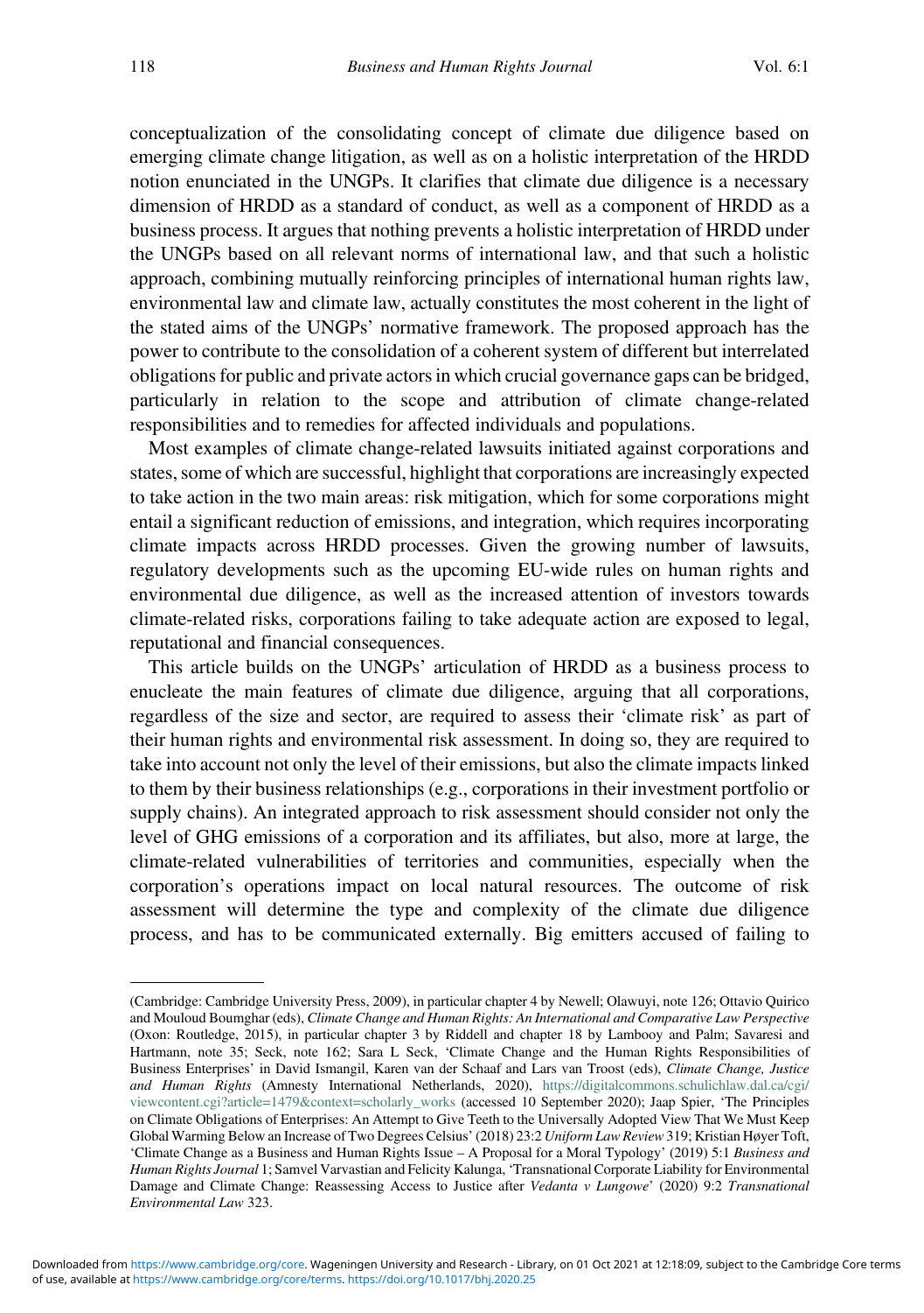conceptualization of the consolidating concept of climate due diligence based on emerging climate change litigation, as well as on a holistic interpretation of the HRDD notion enunciated in the UNGPs. It clarifies that climate due diligence is a necessary dimension of HRDD as a standard of conduct, as well as a component of HRDD as a business process. It argues that nothing prevents a holistic interpretation of HRDD under the UNGPs based on all relevant norms of international law, and that such a holistic approach, combining mutually reinforcing principles of international human rights law, environmental law and climate law, actually constitutes the most coherent in the light of the stated aims of the UNGPs' normative framework. The proposed approach has the power to contribute to the consolidation of a coherent system of different but interrelated obligations for public and private actors in which crucial governance gaps can be bridged, particularly in relation to the scope and attribution of climate change-related responsibilities and to remedies for affected individuals and populations.

Most examples of climate change-related lawsuits initiated against corporations and states, some of which are successful, highlight that corporations are increasingly expected to take action in the two main areas: risk mitigation, which for some corporations might entail a significant reduction of emissions, and integration, which requires incorporating climate impacts across HRDD processes. Given the growing number of lawsuits, regulatory developments such as the upcoming EU-wide rules on human rights and environmental due diligence, as well as the increased attention of investors towards climate-related risks, corporations failing to take adequate action are exposed to legal, reputational and financial consequences.

This article builds on the UNGPs' articulation of HRDD as a business process to enucleate the main features of climate due diligence, arguing that all corporations, regardless of the size and sector, are required to assess their 'climate risk' as part of their human rights and environmental risk assessment. In doing so, they are required to take into account not only the level of their emissions, but also the climate impacts linked to them by their business relationships (e.g., corporations in their investment portfolio or supply chains). An integrated approach to risk assessment should consider not only the level of GHG emissions of a corporation and its affiliates, but also, more at large, the climate-related vulnerabilities of territories and communities, especially when the corporation's operations impact on local natural resources. The outcome of risk assessment will determine the type and complexity of the climate due diligence process, and has to be communicated externally. Big emitters accused of failing to

---

(Cambridge: Cambridge University Press, 2009), in particular chapter 4 by Newell; Olawuyi, note 126; Ottavio Quirico and Mouloud Boumghar (eds), *Climate Change and Human Rights: An International and Comparative Law Perspective* (Oxon: Routledge, 2015), in particular chapter 3 by Riddell and chapter 18 by Lambooy and Palm; Savaresi and Hartmann, note 35; Seck, note 162; Sara L Seck, 'Climate Change and the Human Rights Responsibilities of Business Enterprises' in David Ismangil, Karen van der Schaaf and Lars van Troost (eds), *Climate Change, Justice and Human Rights* (Amnesty International Netherlands, 2020), https://digitalcommons.schulichlaw.dal.ca/cgi/viewcontent.cgi?article=1479&context=scholarly_works (accessed 10 September 2020); Jaap Spier, 'The Principles on Climate Obligations of Enterprises: An Attempt to Give Teeth to the Universally Adopted View That We Must Keep Global Warming Below an Increase of Two Degrees Celsius' (2018) 23:2 *Uniform Law Review* 319; Kristian Høyer Toft, 'Climate Change as a Business and Human Rights Issue – A Proposal for a Moral Typology' (2019) 5:1 *Business and Human Rights Journal* 1; Samvel Varvastian and Felicity Kalunga, 'Transnational Corporate Liability for Environmental Damage and Climate Change: Reassessing Access to Justice after *Vedanta v Lungowe*' (2020) 9:2 *Transnational Environmental Law* 323.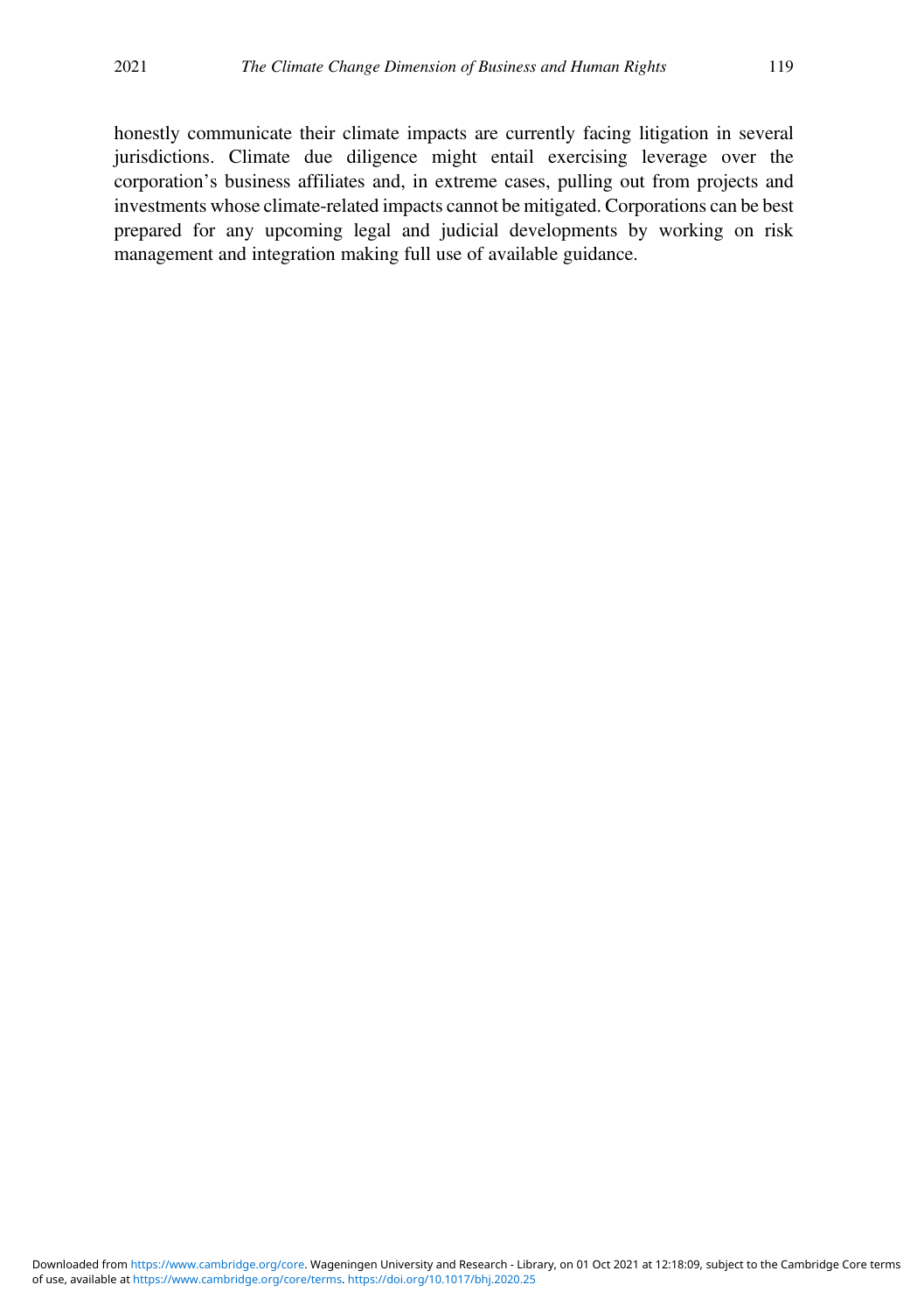honestly communicate their climate impacts are currently facing litigation in several jurisdictions. Climate due diligence might entail exercising leverage over the corporation's business affiliates and, in extreme cases, pulling out from projects and investments whose climate-related impacts cannot be mitigated. Corporations can be best prepared for any upcoming legal and judicial developments by working on risk management and integration making full use of available guidance.